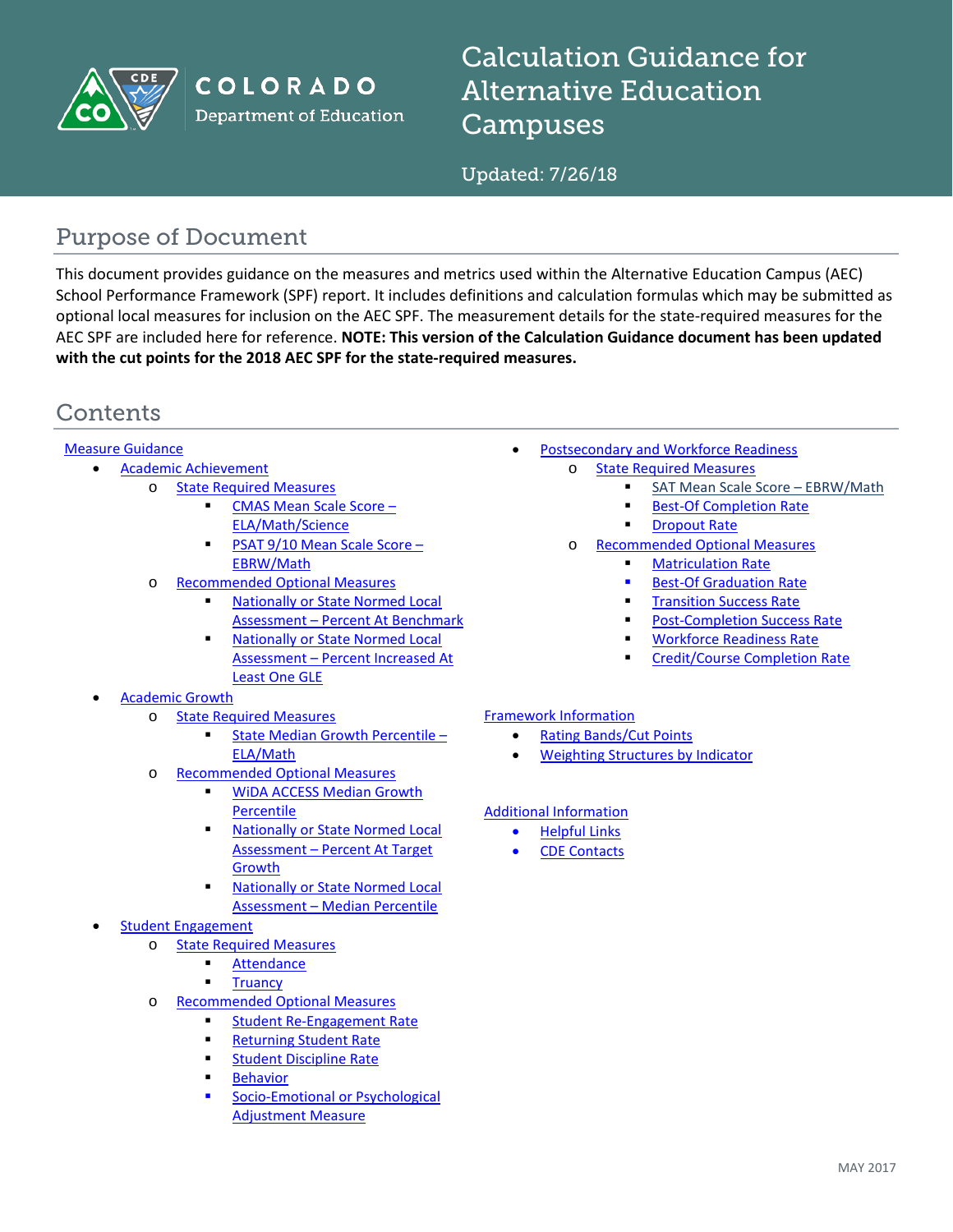COLORADO
Department of Education

# Calculation Guidance for Alternative Education Campuses

Updated: 7/26/18

## Purpose of Document

This document provides guidance on the measures and metrics used within the Alternative Education Campus (AEC) School Performance Framework (SPF) report. It includes definitions and calculation formulas which may be submitted as optional local measures for inclusion on the AEC SPF. The measurement details for the state-required measures for the AEC SPF are included here for reference. **NOTE: This version of the Calculation Guidance document has been updated with the cut points for the 2018 AEC SPF for the state-required measures.**

## Contents

Measure Guidance

- Academic Achievement
  - State Required Measures
    - CMAS Mean Scale Score – ELA/Math/Science
    - PSAT 9/10 Mean Scale Score – EBRW/Math
  - Recommended Optional Measures
    - Nationally or State Normed Local Assessment – Percent At Benchmark
    - Nationally or State Normed Local Assessment – Percent Increased At Least One GLE
- Academic Growth
  - State Required Measures
    - State Median Growth Percentile – ELA/Math
  - Recommended Optional Measures
    - WiDA ACCESS Median Growth Percentile
    - Nationally or State Normed Local Assessment – Percent At Target Growth
    - Nationally or State Normed Local Assessment – Median Percentile
- Student Engagement
  - State Required Measures
    - Attendance
    - Truancy
  - Recommended Optional Measures
    - Student Re-Engagement Rate
    - Returning Student Rate
    - Student Discipline Rate
    - Behavior
    - Socio-Emotional or Psychological Adjustment Measure
- Postsecondary and Workforce Readiness
  - State Required Measures
    - SAT Mean Scale Score – EBRW/Math
    - Best-Of Completion Rate
    - Dropout Rate
  - Recommended Optional Measures
    - Matriculation Rate
    - Best-Of Graduation Rate
    - Transition Success Rate
    - Post-Completion Success Rate
    - Workforce Readiness Rate
    - Credit/Course Completion Rate

Framework Information

- Rating Bands/Cut Points
- Weighting Structures by Indicator

Additional Information

- Helpful Links
- CDE Contacts

MAY 2017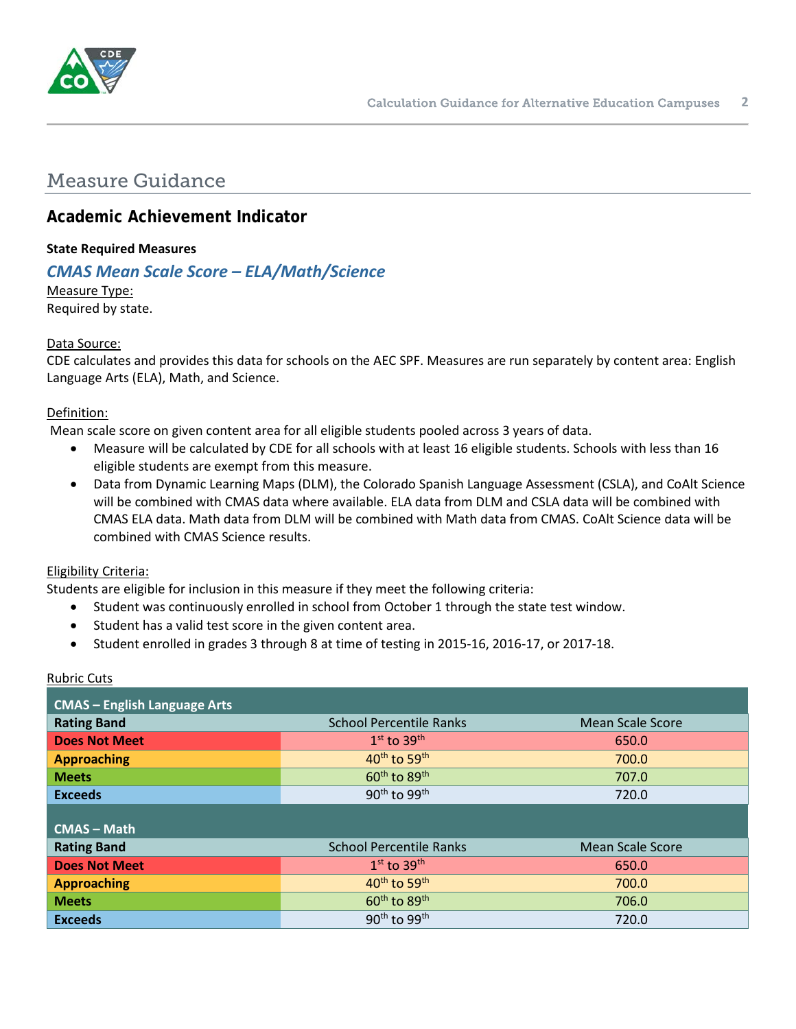# Measure Guidance

## Academic Achievement Indicator

**State Required Measures**

### *CMAS Mean Scale Score – ELA/Math/Science*

Measure Type:
Required by state.

Data Source:
CDE calculates and provides this data for schools on the AEC SPF. Measures are run separately by content area: English Language Arts (ELA), Math, and Science.

Definition:
Mean scale score on given content area for all eligible students pooled across 3 years of data.

- Measure will be calculated by CDE for all schools with at least 16 eligible students. Schools with less than 16 eligible students are exempt from this measure.
- Data from Dynamic Learning Maps (DLM), the Colorado Spanish Language Assessment (CSLA), and CoAlt Science will be combined with CMAS data where available. ELA data from DLM and CSLA data will be combined with CMAS ELA data. Math data from DLM will be combined with Math data from CMAS. CoAlt Science data will be combined with CMAS Science results.

Eligibility Criteria:
Students are eligible for inclusion in this measure if they meet the following criteria:

- Student was continuously enrolled in school from October 1 through the state test window.
- Student has a valid test score in the given content area.
- Student enrolled in grades 3 through 8 at time of testing in 2015-16, 2016-17, or 2017-18.

Rubric Cuts

| CMAS – English Language Arts | | |
|---|---|---|
| **Rating Band** | School Percentile Ranks | Mean Scale Score |
| **Does Not Meet** | 1st to 39th | 650.0 |
| **Approaching** | 40th to 59th | 700.0 |
| **Meets** | 60th to 89th | 707.0 |
| **Exceeds** | 90th to 99th | 720.0 |

| CMAS – Math | | |
|---|---|---|
| **Rating Band** | School Percentile Ranks | Mean Scale Score |
| **Does Not Meet** | 1st to 39th | 650.0 |
| **Approaching** | 40th to 59th | 700.0 |
| **Meets** | 60th to 89th | 706.0 |
| **Exceeds** | 90th to 99th | 720.0 |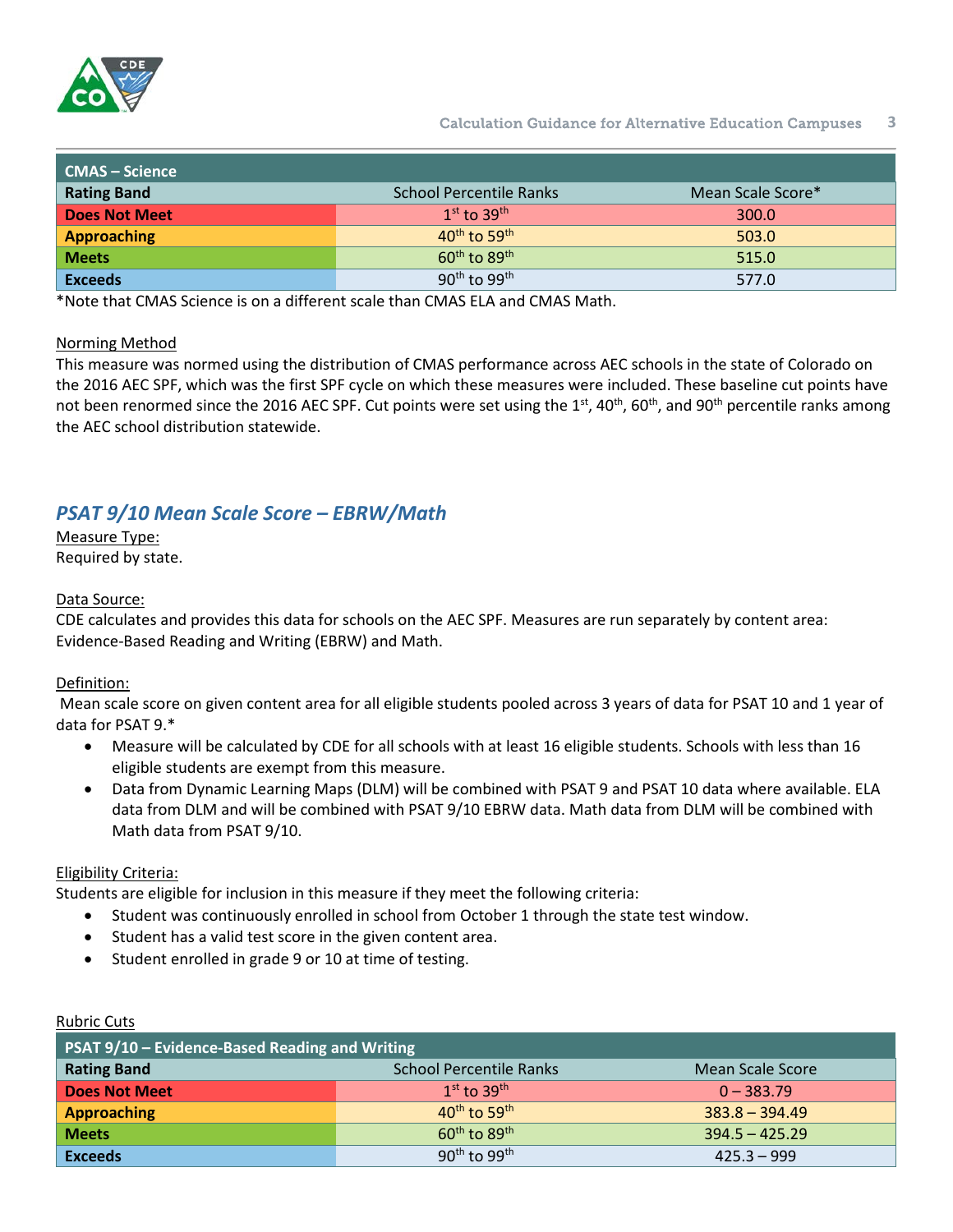| CMAS – Science | | |
|---|---|---|
| **Rating Band** | School Percentile Ranks | Mean Scale Score* |
| **Does Not Meet** | 1st to 39th | 300.0 |
| **Approaching** | 40th to 59th | 503.0 |
| **Meets** | 60th to 89th | 515.0 |
| **Exceeds** | 90th to 99th | 577.0 |

*Note that CMAS Science is on a different scale than CMAS ELA and CMAS Math.

Norming Method

This measure was normed using the distribution of CMAS performance across AEC schools in the state of Colorado on the 2016 AEC SPF, which was the first SPF cycle on which these measures were included. These baseline cut points have not been renormed since the 2016 AEC SPF. Cut points were set using the 1st, 40th, 60th, and 90th percentile ranks among the AEC school distribution statewide.

## *PSAT 9/10 Mean Scale Score – EBRW/Math*

Measure Type:

Required by state.

Data Source:

CDE calculates and provides this data for schools on the AEC SPF. Measures are run separately by content area: Evidence-Based Reading and Writing (EBRW) and Math.

Definition:

Mean scale score on given content area for all eligible students pooled across 3 years of data for PSAT 10 and 1 year of data for PSAT 9.*

- Measure will be calculated by CDE for all schools with at least 16 eligible students. Schools with less than 16 eligible students are exempt from this measure.
- Data from Dynamic Learning Maps (DLM) will be combined with PSAT 9 and PSAT 10 data where available. ELA data from DLM and will be combined with PSAT 9/10 EBRW data. Math data from DLM will be combined with Math data from PSAT 9/10.

Eligibility Criteria:

Students are eligible for inclusion in this measure if they meet the following criteria:

- Student was continuously enrolled in school from October 1 through the state test window.
- Student has a valid test score in the given content area.
- Student enrolled in grade 9 or 10 at time of testing.

Rubric Cuts

| PSAT 9/10 – Evidence-Based Reading and Writing | | |
|---|---|---|
| **Rating Band** | School Percentile Ranks | Mean Scale Score |
| **Does Not Meet** | 1st to 39th | 0 – 383.79 |
| **Approaching** | 40th to 59th | 383.8 – 394.49 |
| **Meets** | 60th to 89th | 394.5 – 425.29 |
| **Exceeds** | 90th to 99th | 425.3 – 999 |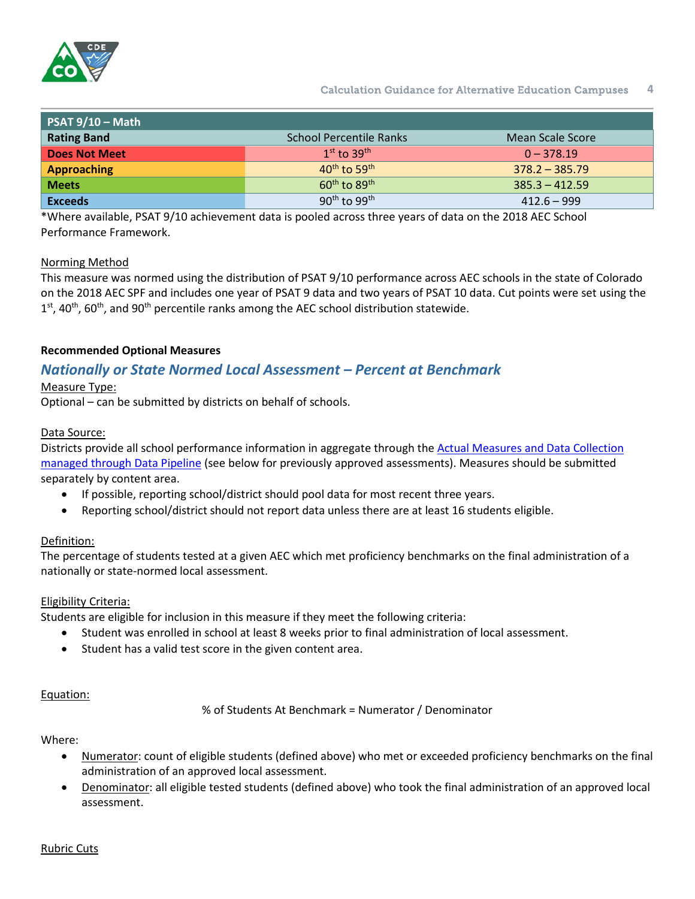| PSAT 9/10 – Math | | |
|---|---|---|
| **Rating Band** | School Percentile Ranks | Mean Scale Score |
| **Does Not Meet** | 1st to 39th | 0 – 378.19 |
| **Approaching** | 40th to 59th | 378.2 – 385.79 |
| **Meets** | 60th to 89th | 385.3 – 412.59 |
| **Exceeds** | 90th to 99th | 412.6 – 999 |

*Where available, PSAT 9/10 achievement data is pooled across three years of data on the 2018 AEC School Performance Framework.

Norming Method

This measure was normed using the distribution of PSAT 9/10 performance across AEC schools in the state of Colorado on the 2018 AEC SPF and includes one year of PSAT 9 data and two years of PSAT 10 data. Cut points were set using the 1st, 40th, 60th, and 90th percentile ranks among the AEC school distribution statewide.

**Recommended Optional Measures**

## *Nationally or State Normed Local Assessment – Percent at Benchmark*

Measure Type:

Optional – can be submitted by districts on behalf of schools.

Data Source:

Districts provide all school performance information in aggregate through the Actual Measures and Data Collection managed through Data Pipeline (see below for previously approved assessments). Measures should be submitted separately by content area.

- If possible, reporting school/district should pool data for most recent three years.
- Reporting school/district should not report data unless there are at least 16 students eligible.

Definition:

The percentage of students tested at a given AEC which met proficiency benchmarks on the final administration of a nationally or state-normed local assessment.

Eligibility Criteria:

Students are eligible for inclusion in this measure if they meet the following criteria:

- Student was enrolled in school at least 8 weeks prior to final administration of local assessment.
- Student has a valid test score in the given content area.

Equation:

% of Students At Benchmark = Numerator / Denominator

Where:

- Numerator: count of eligible students (defined above) who met or exceeded proficiency benchmarks on the final administration of an approved local assessment.
- Denominator: all eligible tested students (defined above) who took the final administration of an approved local assessment.

Rubric Cuts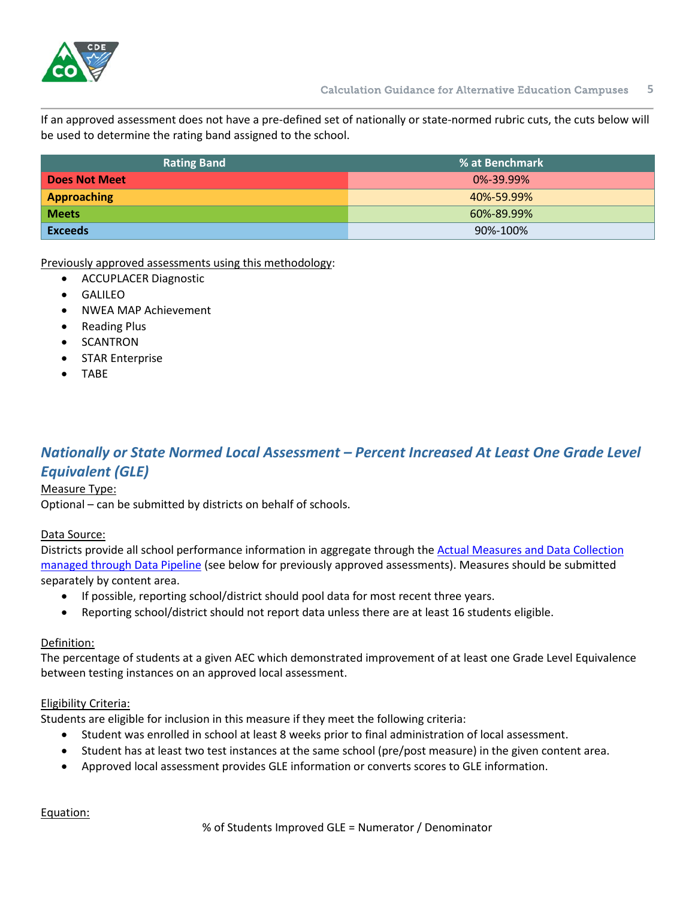If an approved assessment does not have a pre-defined set of nationally or state-normed rubric cuts, the cuts below will be used to determine the rating band assigned to the school.

| Rating Band | % at Benchmark |
| --- | --- |
| **Does Not Meet** | 0%-39.99% |
| **Approaching** | 40%-59.99% |
| **Meets** | 60%-89.99% |
| **Exceeds** | 90%-100% |

Previously approved assessments using this methodology:

- ACCUPLACER Diagnostic
- GALILEO
- NWEA MAP Achievement
- Reading Plus
- SCANTRON
- STAR Enterprise
- TABE

## *Nationally or State Normed Local Assessment – Percent Increased At Least One Grade Level Equivalent (GLE)*

Measure Type:

Optional – can be submitted by districts on behalf of schools.

Data Source:

Districts provide all school performance information in aggregate through the Actual Measures and Data Collection managed through Data Pipeline (see below for previously approved assessments). Measures should be submitted separately by content area.

- If possible, reporting school/district should pool data for most recent three years.
- Reporting school/district should not report data unless there are at least 16 students eligible.

Definition:

The percentage of students at a given AEC which demonstrated improvement of at least one Grade Level Equivalence between testing instances on an approved local assessment.

Eligibility Criteria:

Students are eligible for inclusion in this measure if they meet the following criteria:

- Student was enrolled in school at least 8 weeks prior to final administration of local assessment.
- Student has at least two test instances at the same school (pre/post measure) in the given content area.
- Approved local assessment provides GLE information or converts scores to GLE information.

Equation:

% of Students Improved GLE = Numerator / Denominator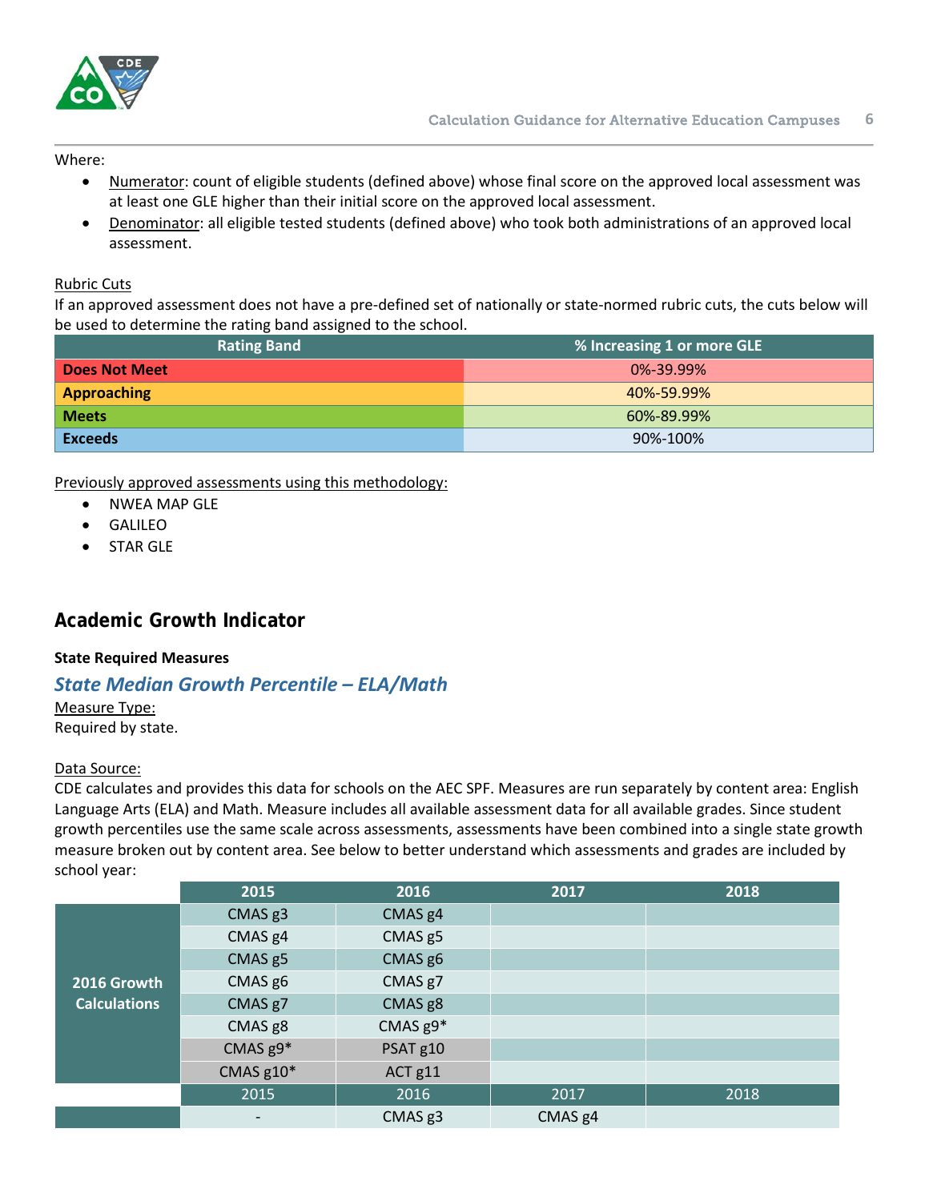Where:

- Numerator: count of eligible students (defined above) whose final score on the approved local assessment was at least one GLE higher than their initial score on the approved local assessment.
- Denominator: all eligible tested students (defined above) who took both administrations of an approved local assessment.

Rubric Cuts

If an approved assessment does not have a pre-defined set of nationally or state-normed rubric cuts, the cuts below will be used to determine the rating band assigned to the school.

| Rating Band | % Increasing 1 or more GLE |
|---|---|
| **Does Not Meet** | 0%-39.99% |
| **Approaching** | 40%-59.99% |
| **Meets** | 60%-89.99% |
| **Exceeds** | 90%-100% |

Previously approved assessments using this methodology:

- NWEA MAP GLE
- GALILEO
- STAR GLE

## Academic Growth Indicator

**State Required Measures**

### *State Median Growth Percentile – ELA/Math*

Measure Type:

Required by state.

Data Source:

CDE calculates and provides this data for schools on the AEC SPF. Measures are run separately by content area: English Language Arts (ELA) and Math. Measure includes all available assessment data for all available grades. Since student growth percentiles use the same scale across assessments, assessments have been combined into a single state growth measure broken out by content area. See below to better understand which assessments and grades are included by school year:

| | 2015 | 2016 | 2017 | 2018 |
|---|---|---|---|---|
| **2016 Growth Calculations** | CMAS g3 | CMAS g4 | | |
| | CMAS g4 | CMAS g5 | | |
| | CMAS g5 | CMAS g6 | | |
| | CMAS g6 | CMAS g7 | | |
| | CMAS g7 | CMAS g8 | | |
| | CMAS g8 | CMAS g9* | | |
| | CMAS g9* | PSAT g10 | | |
| | CMAS g10* | ACT g11 | | |
| | 2015 | 2016 | 2017 | 2018 |
| | - | CMAS g3 | CMAS g4 | |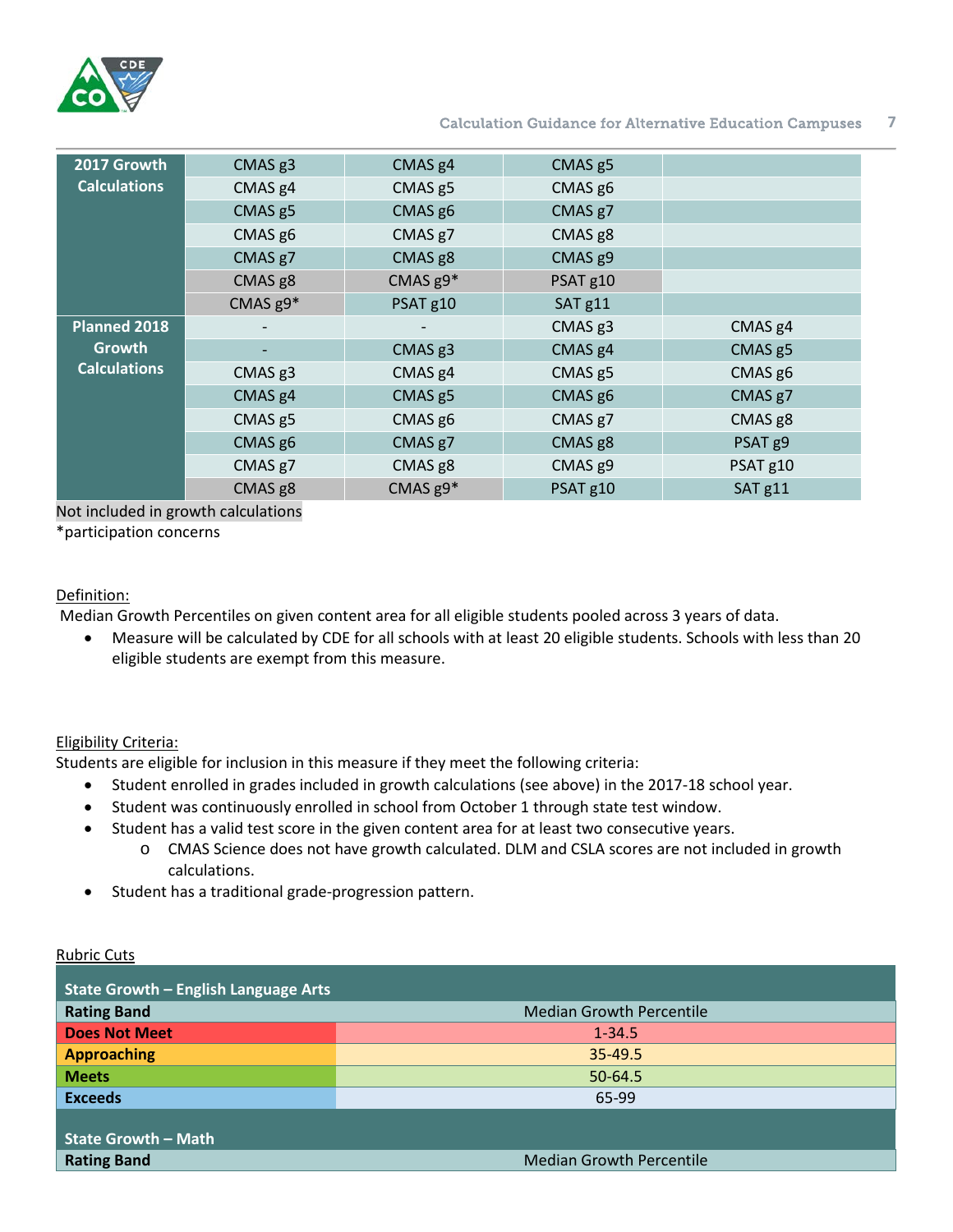| | | | | |
|---|---|---|---|---|
| **2017 Growth Calculations** | CMAS g3 | CMAS g4 | CMAS g5 | |
| | CMAS g4 | CMAS g5 | CMAS g6 | |
| | CMAS g5 | CMAS g6 | CMAS g7 | |
| | CMAS g6 | CMAS g7 | CMAS g8 | |
| | CMAS g7 | CMAS g8 | CMAS g9 | |
| | CMAS g8 | CMAS g9* | PSAT g10 | |
| | CMAS g9* | PSAT g10 | SAT g11 | |
| **Planned 2018 Growth Calculations** | - | - | CMAS g3 | CMAS g4 |
| | - | CMAS g3 | CMAS g4 | CMAS g5 |
| | CMAS g3 | CMAS g4 | CMAS g5 | CMAS g6 |
| | CMAS g4 | CMAS g5 | CMAS g6 | CMAS g7 |
| | CMAS g5 | CMAS g6 | CMAS g7 | CMAS g8 |
| | CMAS g6 | CMAS g7 | CMAS g8 | PSAT g9 |
| | CMAS g7 | CMAS g8 | CMAS g9 | PSAT g10 |
| | CMAS g8 | CMAS g9* | PSAT g10 | SAT g11 |

Not included in growth calculations

*participation concerns

Definition:

Median Growth Percentiles on given content area for all eligible students pooled across 3 years of data.

- Measure will be calculated by CDE for all schools with at least 20 eligible students. Schools with less than 20 eligible students are exempt from this measure.

Eligibility Criteria:

Students are eligible for inclusion in this measure if they meet the following criteria:

- Student enrolled in grades included in growth calculations (see above) in the 2017-18 school year.
- Student was continuously enrolled in school from October 1 through state test window.
- Student has a valid test score in the given content area for at least two consecutive years.
    - CMAS Science does not have growth calculated. DLM and CSLA scores are not included in growth calculations.
- Student has a traditional grade-progression pattern.

Rubric Cuts

| State Growth – English Language Arts | |
|---|---|
| **Rating Band** | Median Growth Percentile |
| **Does Not Meet** | 1-34.5 |
| **Approaching** | 35-49.5 |
| **Meets** | 50-64.5 |
| **Exceeds** | 65-99 |

| State Growth – Math | |
|---|---|
| **Rating Band** | Median Growth Percentile |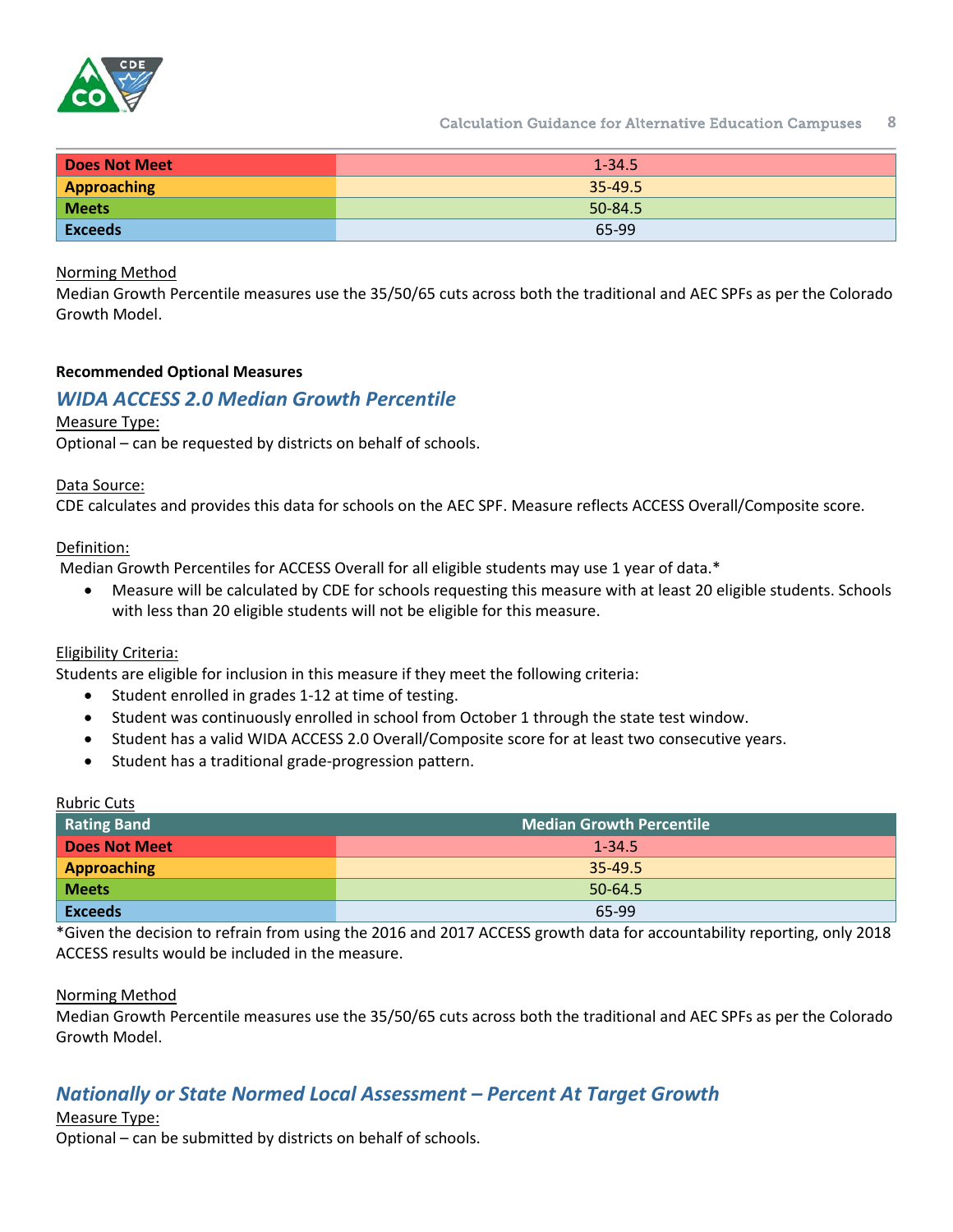| Does Not Meet | 1-34.5 |
|---|---|
| Approaching | 35-49.5 |
| Meets | 50-84.5 |
| Exceeds | 65-99 |

Norming Method

Median Growth Percentile measures use the 35/50/65 cuts across both the traditional and AEC SPFs as per the Colorado Growth Model.

**Recommended Optional Measures**

### *WIDA ACCESS 2.0 Median Growth Percentile*

Measure Type:

Optional – can be requested by districts on behalf of schools.

Data Source:

CDE calculates and provides this data for schools on the AEC SPF. Measure reflects ACCESS Overall/Composite score.

Definition:

Median Growth Percentiles for ACCESS Overall for all eligible students may use 1 year of data.*

- Measure will be calculated by CDE for schools requesting this measure with at least 20 eligible students. Schools with less than 20 eligible students will not be eligible for this measure.

Eligibility Criteria:

Students are eligible for inclusion in this measure if they meet the following criteria:

- Student enrolled in grades 1-12 at time of testing.
- Student was continuously enrolled in school from October 1 through the state test window.
- Student has a valid WIDA ACCESS 2.0 Overall/Composite score for at least two consecutive years.
- Student has a traditional grade-progression pattern.

Rubric Cuts

| Rating Band | Median Growth Percentile |
|---|---|
| Does Not Meet | 1-34.5 |
| Approaching | 35-49.5 |
| Meets | 50-64.5 |
| Exceeds | 65-99 |

*Given the decision to refrain from using the 2016 and 2017 ACCESS growth data for accountability reporting, only 2018 ACCESS results would be included in the measure.

Norming Method

Median Growth Percentile measures use the 35/50/65 cuts across both the traditional and AEC SPFs as per the Colorado Growth Model.

### *Nationally or State Normed Local Assessment – Percent At Target Growth*

Measure Type:

Optional – can be submitted by districts on behalf of schools.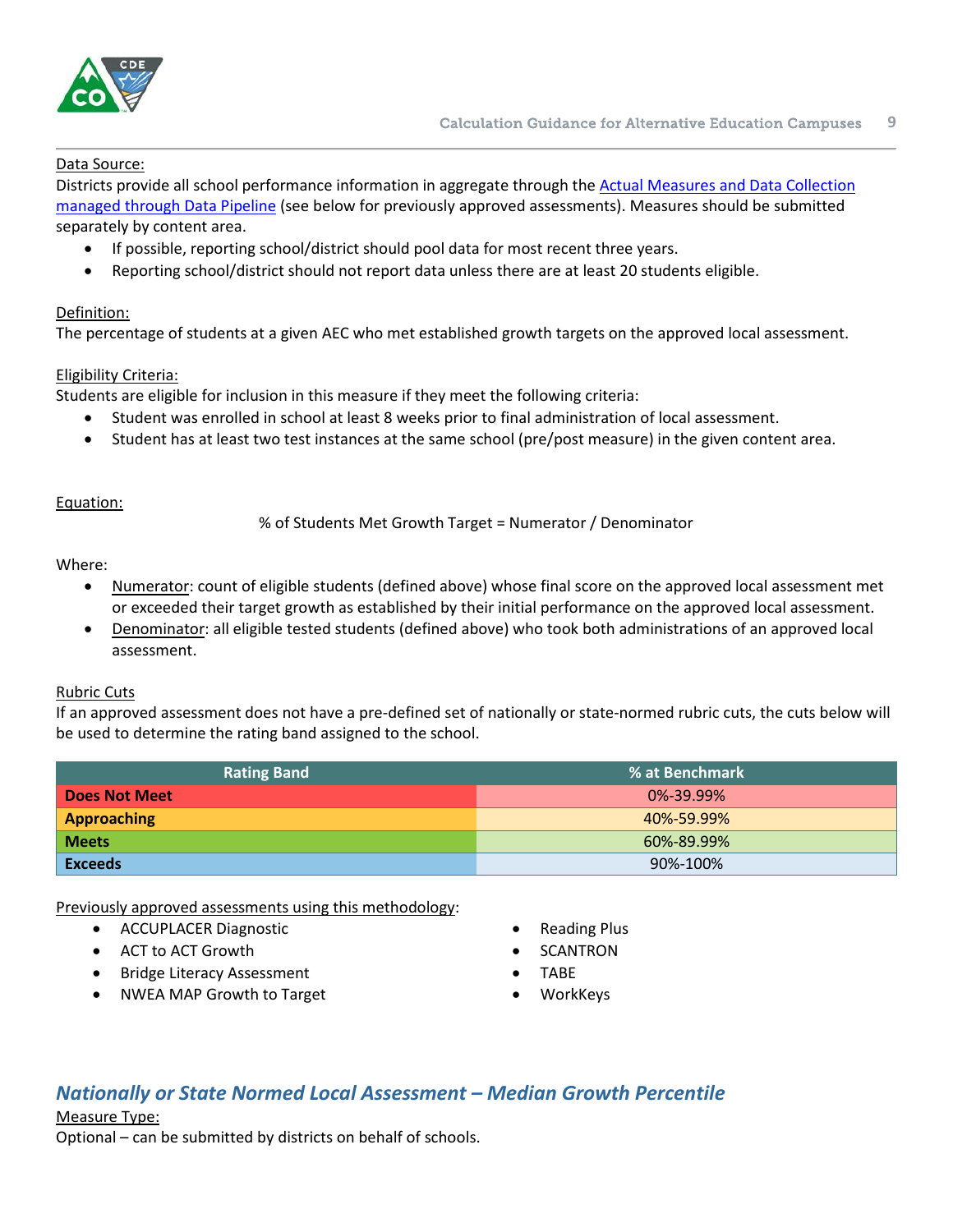Data Source:

Districts provide all school performance information in aggregate through the [Actual Measures and Data Collection managed through Data Pipeline](#) (see below for previously approved assessments). Measures should be submitted separately by content area.

- If possible, reporting school/district should pool data for most recent three years.
- Reporting school/district should not report data unless there are at least 20 students eligible.

Definition:

The percentage of students at a given AEC who met established growth targets on the approved local assessment.

Eligibility Criteria:

Students are eligible for inclusion in this measure if they meet the following criteria:

- Student was enrolled in school at least 8 weeks prior to final administration of local assessment.
- Student has at least two test instances at the same school (pre/post measure) in the given content area.

Equation:

% of Students Met Growth Target = Numerator / Denominator

Where:

- Numerator: count of eligible students (defined above) whose final score on the approved local assessment met or exceeded their target growth as established by their initial performance on the approved local assessment.
- Denominator: all eligible tested students (defined above) who took both administrations of an approved local assessment.

Rubric Cuts

If an approved assessment does not have a pre-defined set of nationally or state-normed rubric cuts, the cuts below will be used to determine the rating band assigned to the school.

| Rating Band | % at Benchmark |
|---|---|
| **Does Not Meet** | 0%-39.99% |
| **Approaching** | 40%-59.99% |
| **Meets** | 60%-89.99% |
| **Exceeds** | 90%-100% |

Previously approved assessments using this methodology:

- ACCUPLACER Diagnostic
- ACT to ACT Growth
- Bridge Literacy Assessment
- NWEA MAP Growth to Target
- Reading Plus
- SCANTRON
- TABE
- WorkKeys

## *Nationally or State Normed Local Assessment – Median Growth Percentile*

Measure Type:

Optional – can be submitted by districts on behalf of schools.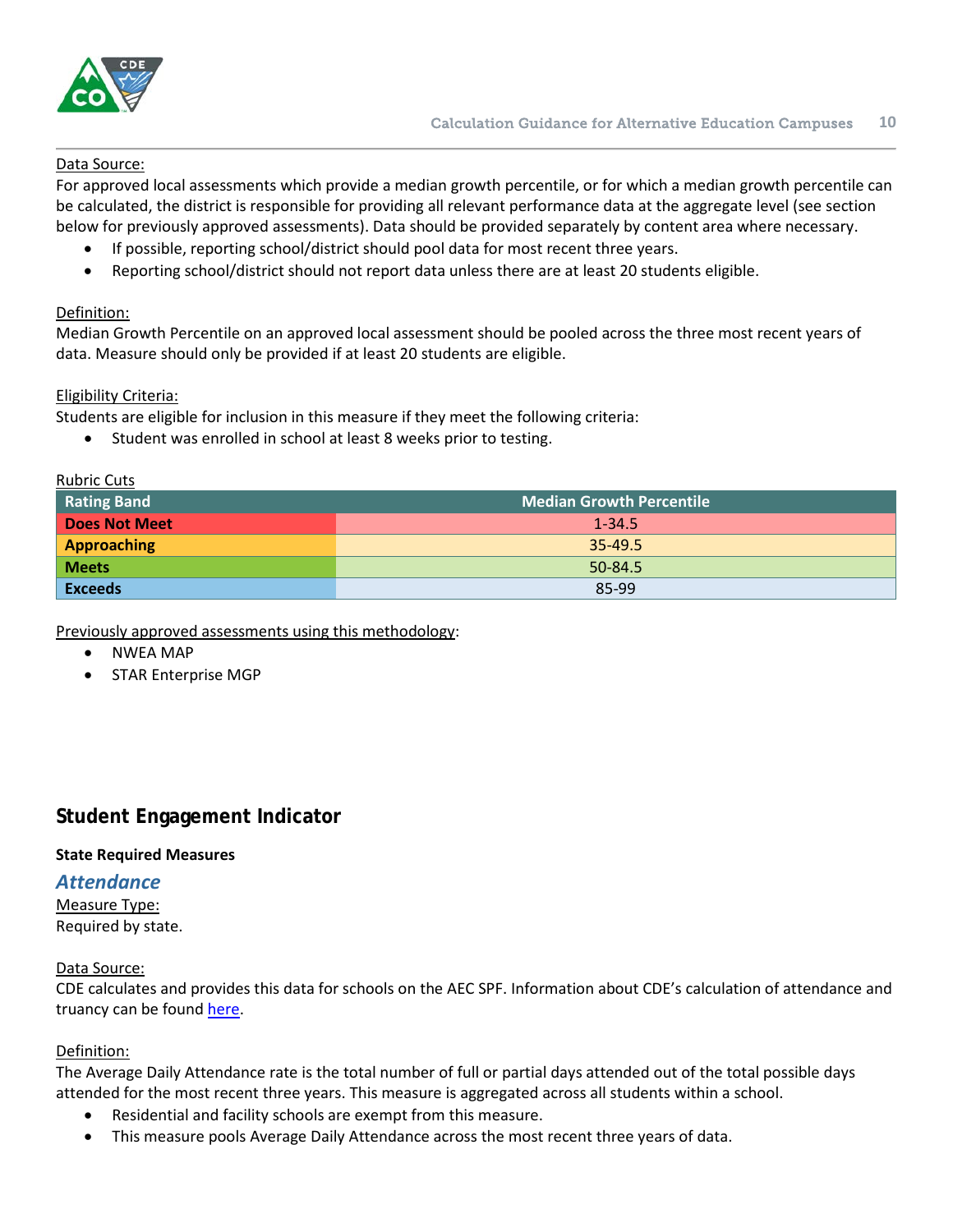Data Source:

For approved local assessments which provide a median growth percentile, or for which a median growth percentile can be calculated, the district is responsible for providing all relevant performance data at the aggregate level (see section below for previously approved assessments). Data should be provided separately by content area where necessary.

- If possible, reporting school/district should pool data for most recent three years.
- Reporting school/district should not report data unless there are at least 20 students eligible.

Definition:

Median Growth Percentile on an approved local assessment should be pooled across the three most recent years of data. Measure should only be provided if at least 20 students are eligible.

Eligibility Criteria:

Students are eligible for inclusion in this measure if they meet the following criteria:

- Student was enrolled in school at least 8 weeks prior to testing.

Rubric Cuts

| Rating Band | Median Growth Percentile |
|---|---|
| **Does Not Meet** | 1-34.5 |
| **Approaching** | 35-49.5 |
| **Meets** | 50-84.5 |
| **Exceeds** | 85-99 |

Previously approved assessments using this methodology:

- NWEA MAP
- STAR Enterprise MGP

## Student Engagement Indicator

**State Required Measures**

### *Attendance*

Measure Type:

Required by state.

Data Source:

CDE calculates and provides this data for schools on the AEC SPF. Information about CDE's calculation of attendance and truancy can be found here.

Definition:

The Average Daily Attendance rate is the total number of full or partial days attended out of the total possible days attended for the most recent three years. This measure is aggregated across all students within a school.

- Residential and facility schools are exempt from this measure.
- This measure pools Average Daily Attendance across the most recent three years of data.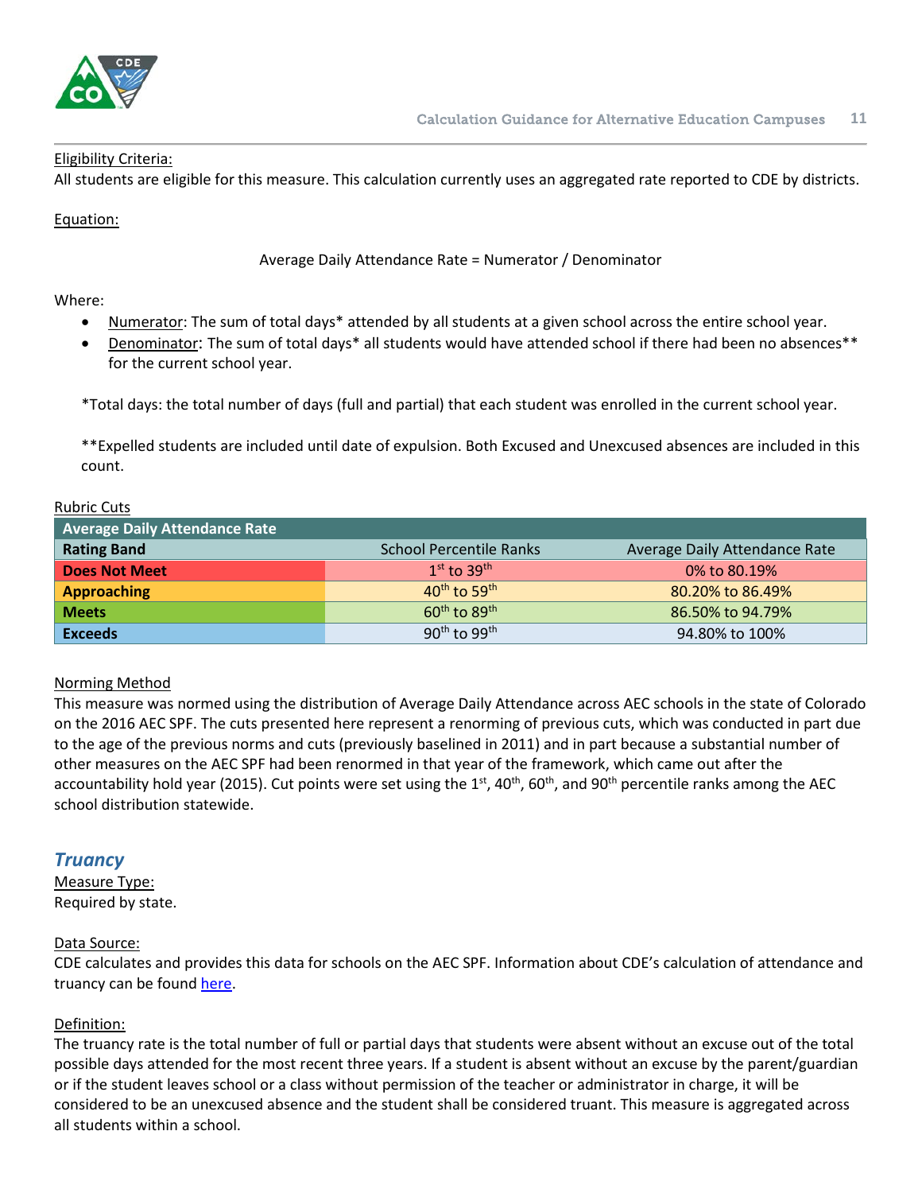Eligibility Criteria:

All students are eligible for this measure. This calculation currently uses an aggregated rate reported to CDE by districts.

Equation:

Average Daily Attendance Rate = Numerator / Denominator

Where:

- Numerator: The sum of total days* attended by all students at a given school across the entire school year.
- Denominator: The sum of total days* all students would have attended school if there had been no absences** for the current school year.

*Total days: the total number of days (full and partial) that each student was enrolled in the current school year.

**Expelled students are included until date of expulsion. Both Excused and Unexcused absences are included in this count.

Rubric Cuts

| Average Daily Attendance Rate | | |
|---|---|---|
| **Rating Band** | School Percentile Ranks | Average Daily Attendance Rate |
| **Does Not Meet** | 1st to 39th | 0% to 80.19% |
| **Approaching** | 40th to 59th | 80.20% to 86.49% |
| **Meets** | 60th to 89th | 86.50% to 94.79% |
| **Exceeds** | 90th to 99th | 94.80% to 100% |

Norming Method

This measure was normed using the distribution of Average Daily Attendance across AEC schools in the state of Colorado on the 2016 AEC SPF. The cuts presented here represent a renorming of previous cuts, which was conducted in part due to the age of the previous norms and cuts (previously baselined in 2011) and in part because a substantial number of other measures on the AEC SPF had been renormed in that year of the framework, which came out after the accountability hold year (2015). Cut points were set using the 1st, 40th, 60th, and 90th percentile ranks among the AEC school distribution statewide.

## *Truancy*

Measure Type:

Required by state.

Data Source:

CDE calculates and provides this data for schools on the AEC SPF. Information about CDE's calculation of attendance and truancy can be found here.

Definition:

The truancy rate is the total number of full or partial days that students were absent without an excuse out of the total possible days attended for the most recent three years. If a student is absent without an excuse by the parent/guardian or if the student leaves school or a class without permission of the teacher or administrator in charge, it will be considered to be an unexcused absence and the student shall be considered truant. This measure is aggregated across all students within a school.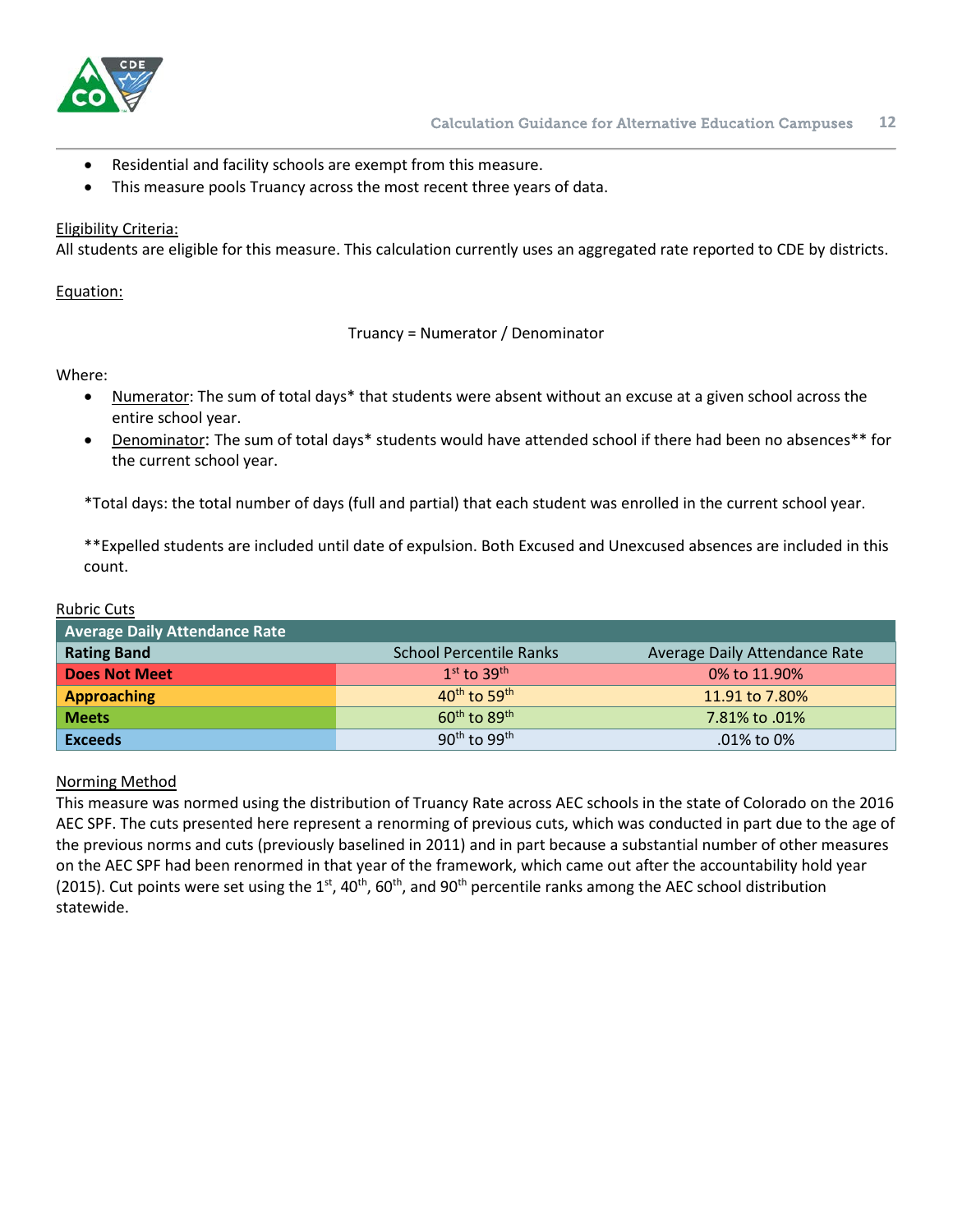- Residential and facility schools are exempt from this measure.
- This measure pools Truancy across the most recent three years of data.

Eligibility Criteria:
All students are eligible for this measure. This calculation currently uses an aggregated rate reported to CDE by districts.

Equation:

Truancy = Numerator / Denominator

Where:
- Numerator: The sum of total days* that students were absent without an excuse at a given school across the entire school year.
- Denominator: The sum of total days* students would have attended school if there had been no absences** for the current school year.

*Total days: the total number of days (full and partial) that each student was enrolled in the current school year.

**Expelled students are included until date of expulsion. Both Excused and Unexcused absences are included in this count.

Rubric Cuts

| Average Daily Attendance Rate | | |
|---|---|---|
| **Rating Band** | School Percentile Ranks | Average Daily Attendance Rate |
| **Does Not Meet** | 1st to 39th | 0% to 11.90% |
| **Approaching** | 40th to 59th | 11.91 to 7.80% |
| **Meets** | 60th to 89th | 7.81% to .01% |
| **Exceeds** | 90th to 99th | .01% to 0% |

Norming Method
This measure was normed using the distribution of Truancy Rate across AEC schools in the state of Colorado on the 2016 AEC SPF. The cuts presented here represent a renorming of previous cuts, which was conducted in part due to the age of the previous norms and cuts (previously baselined in 2011) and in part because a substantial number of other measures on the AEC SPF had been renormed in that year of the framework, which came out after the accountability hold year (2015). Cut points were set using the 1st, 40th, 60th, and 90th percentile ranks among the AEC school distribution statewide.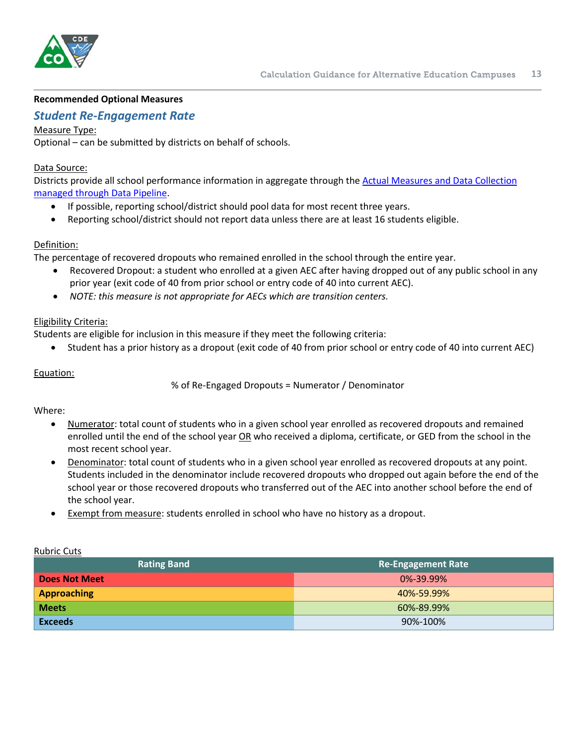**Recommended Optional Measures**

## *Student Re-Engagement Rate*

Measure Type:
Optional – can be submitted by districts on behalf of schools.

Data Source:
Districts provide all school performance information in aggregate through the [Actual Measures and Data Collection managed through Data Pipeline](#).

- If possible, reporting school/district should pool data for most recent three years.
- Reporting school/district should not report data unless there are at least 16 students eligible.

Definition:
The percentage of recovered dropouts who remained enrolled in the school through the entire year.

- Recovered Dropout: a student who enrolled at a given AEC after having dropped out of any public school in any prior year (exit code of 40 from prior school or entry code of 40 into current AEC).
- *NOTE: this measure is not appropriate for AECs which are transition centers.*

Eligibility Criteria:
Students are eligible for inclusion in this measure if they meet the following criteria:

- Student has a prior history as a dropout (exit code of 40 from prior school or entry code of 40 into current AEC)

Equation:

% of Re-Engaged Dropouts = Numerator / Denominator

Where:

- Numerator: total count of students who in a given school year enrolled as recovered dropouts and remained enrolled until the end of the school year OR who received a diploma, certificate, or GED from the school in the most recent school year.
- Denominator: total count of students who in a given school year enrolled as recovered dropouts at any point. Students included in the denominator include recovered dropouts who dropped out again before the end of the school year or those recovered dropouts who transferred out of the AEC into another school before the end of the school year.
- Exempt from measure: students enrolled in school who have no history as a dropout.

Rubric Cuts

| Rating Band | Re-Engagement Rate |
|---|---|
| **Does Not Meet** | 0%-39.99% |
| **Approaching** | 40%-59.99% |
| **Meets** | 60%-89.99% |
| **Exceeds** | 90%-100% |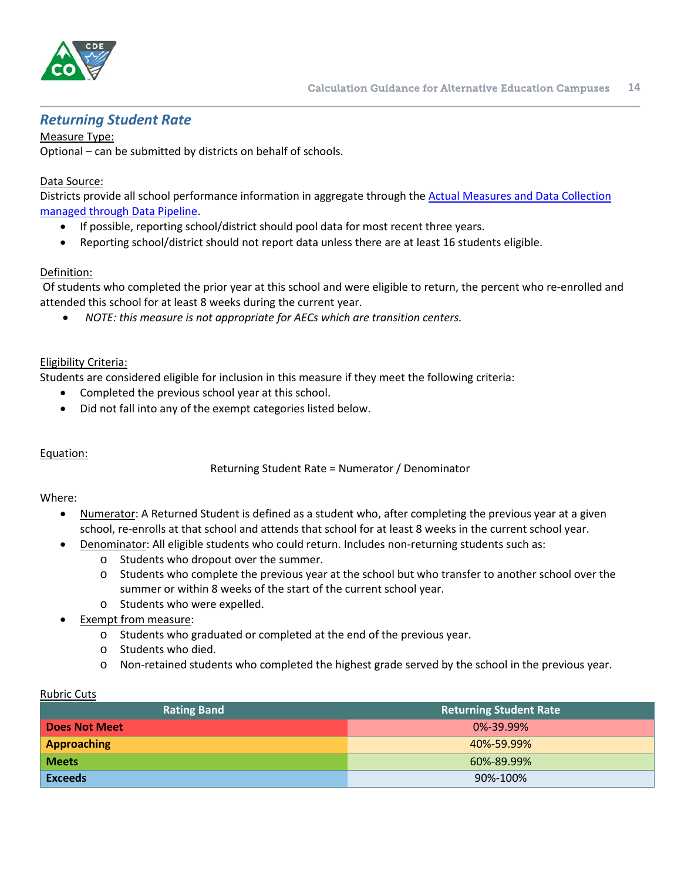## *Returning Student Rate*

Measure Type:

Optional – can be submitted by districts on behalf of schools.

Data Source:

Districts provide all school performance information in aggregate through the [Actual Measures and Data Collection managed through Data Pipeline](#).

- If possible, reporting school/district should pool data for most recent three years.
- Reporting school/district should not report data unless there are at least 16 students eligible.

Definition:

Of students who completed the prior year at this school and were eligible to return, the percent who re-enrolled and attended this school for at least 8 weeks during the current year.

- *NOTE: this measure is not appropriate for AECs which are transition centers.*

Eligibility Criteria:

Students are considered eligible for inclusion in this measure if they meet the following criteria:

- Completed the previous school year at this school.
- Did not fall into any of the exempt categories listed below.

Equation:

Returning Student Rate = Numerator / Denominator

Where:

- Numerator: A Returned Student is defined as a student who, after completing the previous year at a given school, re-enrolls at that school and attends that school for at least 8 weeks in the current school year.
- Denominator: All eligible students who could return. Includes non-returning students such as:
  - Students who dropout over the summer.
  - Students who complete the previous year at the school but who transfer to another school over the summer or within 8 weeks of the start of the current school year.
  - Students who were expelled.
- Exempt from measure:
  - Students who graduated or completed at the end of the previous year.
  - Students who died.
  - Non-retained students who completed the highest grade served by the school in the previous year.

Rubric Cuts

| Rating Band | Returning Student Rate |
|---|---|
| **Does Not Meet** | 0%-39.99% |
| **Approaching** | 40%-59.99% |
| **Meets** | 60%-89.99% |
| **Exceeds** | 90%-100% |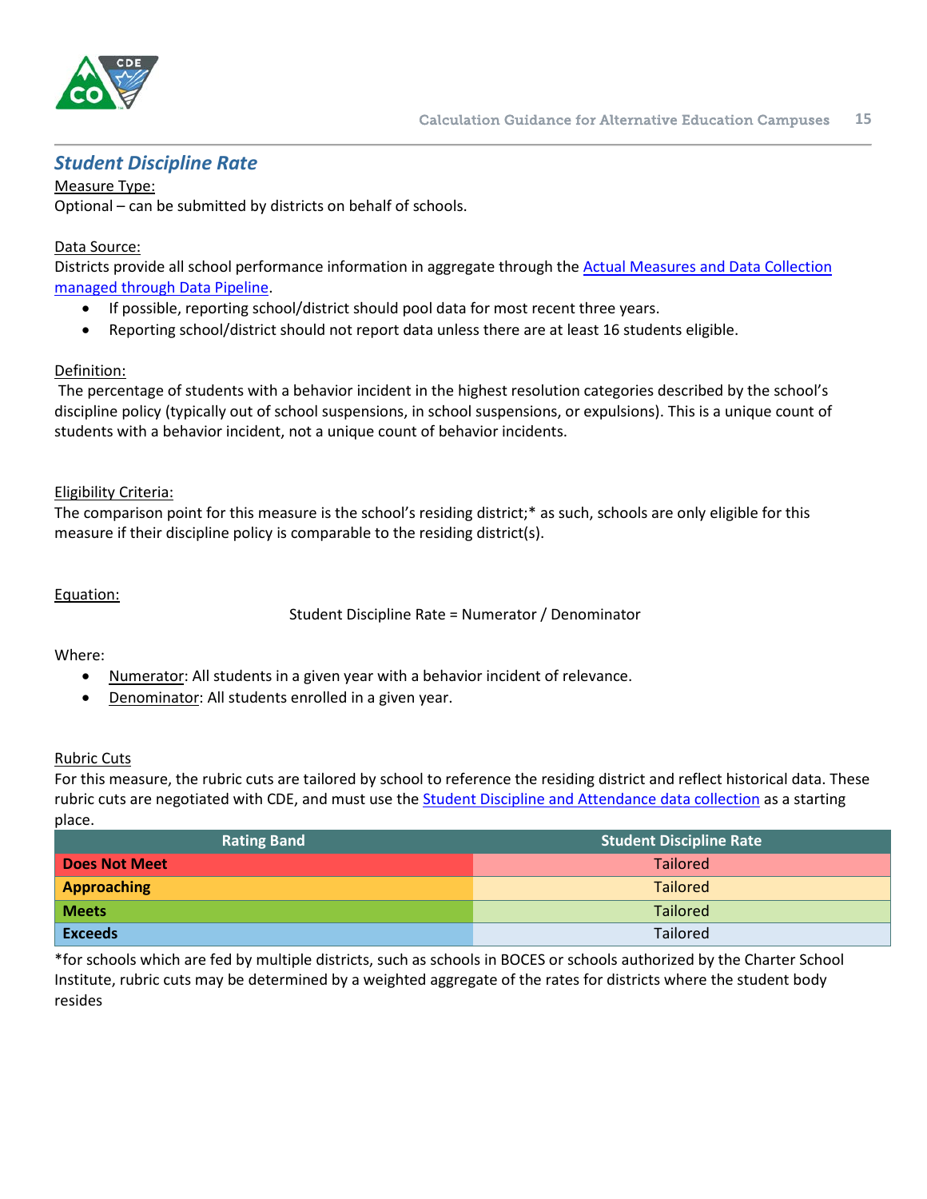## *Student Discipline Rate*

Measure Type:
Optional – can be submitted by districts on behalf of schools.

Data Source:
Districts provide all school performance information in aggregate through the Actual Measures and Data Collection managed through Data Pipeline.

- If possible, reporting school/district should pool data for most recent three years.
- Reporting school/district should not report data unless there are at least 16 students eligible.

Definition:
The percentage of students with a behavior incident in the highest resolution categories described by the school's discipline policy (typically out of school suspensions, in school suspensions, or expulsions). This is a unique count of students with a behavior incident, not a unique count of behavior incidents.

Eligibility Criteria:
The comparison point for this measure is the school's residing district;* as such, schools are only eligible for this measure if their discipline policy is comparable to the residing district(s).

Equation:

Student Discipline Rate = Numerator / Denominator

Where:

- Numerator: All students in a given year with a behavior incident of relevance.
- Denominator: All students enrolled in a given year.

Rubric Cuts
For this measure, the rubric cuts are tailored by school to reference the residing district and reflect historical data. These rubric cuts are negotiated with CDE, and must use the Student Discipline and Attendance data collection as a starting place.

| Rating Band | Student Discipline Rate |
|---|---|
| **Does Not Meet** | Tailored |
| **Approaching** | Tailored |
| **Meets** | Tailored |
| **Exceeds** | Tailored |

*for schools which are fed by multiple districts, such as schools in BOCES or schools authorized by the Charter School Institute, rubric cuts may be determined by a weighted aggregate of the rates for districts where the student body resides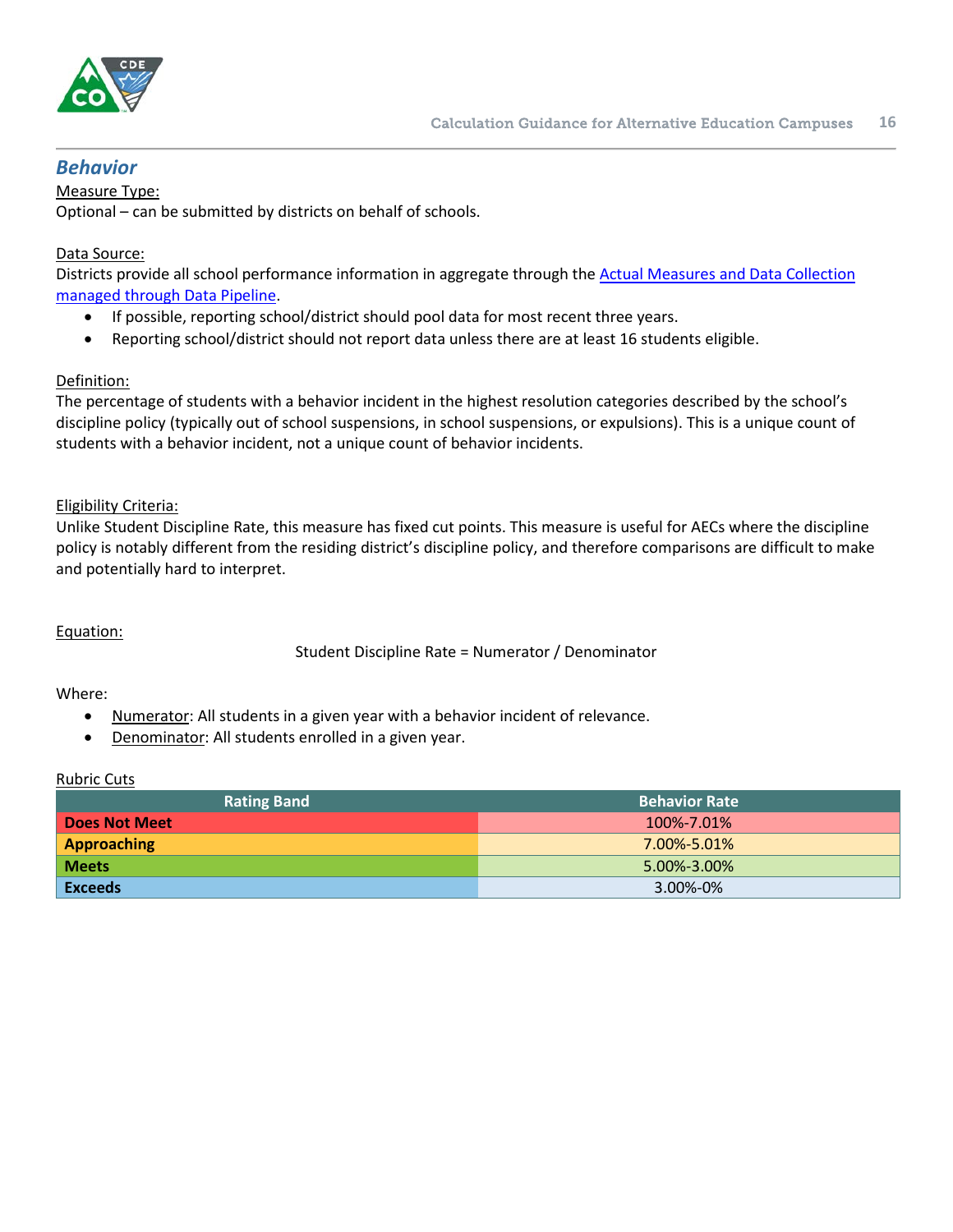## Behavior

Measure Type:
Optional – can be submitted by districts on behalf of schools.

Data Source:
Districts provide all school performance information in aggregate through the [Actual Measures and Data Collection managed through Data Pipeline](#).

- If possible, reporting school/district should pool data for most recent three years.
- Reporting school/district should not report data unless there are at least 16 students eligible.

Definition:
The percentage of students with a behavior incident in the highest resolution categories described by the school's discipline policy (typically out of school suspensions, in school suspensions, or expulsions). This is a unique count of students with a behavior incident, not a unique count of behavior incidents.

Eligibility Criteria:
Unlike Student Discipline Rate, this measure has fixed cut points. This measure is useful for AECs where the discipline policy is notably different from the residing district's discipline policy, and therefore comparisons are difficult to make and potentially hard to interpret.

Equation:

Student Discipline Rate = Numerator / Denominator

Where:

- Numerator: All students in a given year with a behavior incident of relevance.
- Denominator: All students enrolled in a given year.

Rubric Cuts

| Rating Band | Behavior Rate |
|---|---|
| **Does Not Meet** | 100%-7.01% |
| **Approaching** | 7.00%-5.01% |
| **Meets** | 5.00%-3.00% |
| **Exceeds** | 3.00%-0% |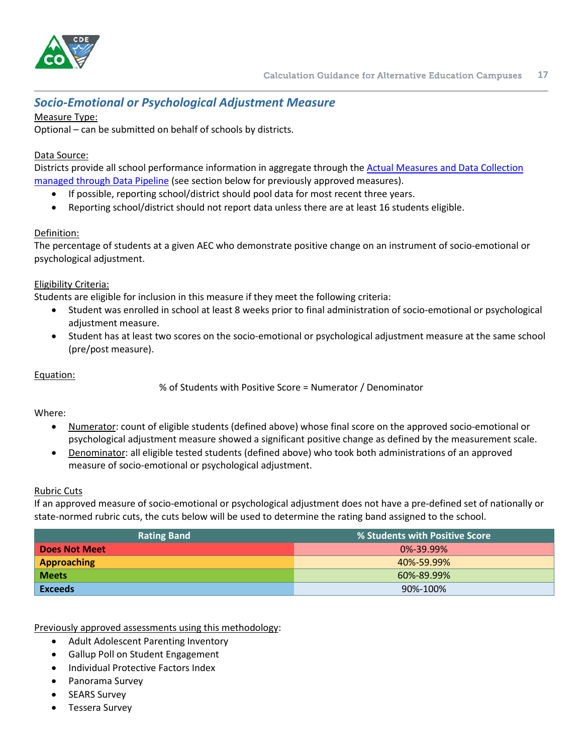## *Socio-Emotional or Psychological Adjustment Measure*

Measure Type:
Optional – can be submitted on behalf of schools by districts.

Data Source:
Districts provide all school performance information in aggregate through the [Actual Measures and Data Collection managed through Data Pipeline] (see section below for previously approved measures).

- If possible, reporting school/district should pool data for most recent three years.
- Reporting school/district should not report data unless there are at least 16 students eligible.

Definition:
The percentage of students at a given AEC who demonstrate positive change on an instrument of socio-emotional or psychological adjustment.

Eligibility Criteria:
Students are eligible for inclusion in this measure if they meet the following criteria:

- Student was enrolled in school at least 8 weeks prior to final administration of socio-emotional or psychological adjustment measure.
- Student has at least two scores on the socio-emotional or psychological adjustment measure at the same school (pre/post measure).

Equation:

% of Students with Positive Score = Numerator / Denominator

Where:

- Numerator: count of eligible students (defined above) whose final score on the approved socio-emotional or psychological adjustment measure showed a significant positive change as defined by the measurement scale.
- Denominator: all eligible tested students (defined above) who took both administrations of an approved measure of socio-emotional or psychological adjustment.

Rubric Cuts
If an approved measure of socio-emotional or psychological adjustment does not have a pre-defined set of nationally or state-normed rubric cuts, the cuts below will be used to determine the rating band assigned to the school.

| Rating Band | % Students with Positive Score |
|---|---|
| **Does Not Meet** | 0%-39.99% |
| **Approaching** | 40%-59.99% |
| **Meets** | 60%-89.99% |
| **Exceeds** | 90%-100% |

Previously approved assessments using this methodology:

- Adult Adolescent Parenting Inventory
- Gallup Poll on Student Engagement
- Individual Protective Factors Index
- Panorama Survey
- SEARS Survey
- Tessera Survey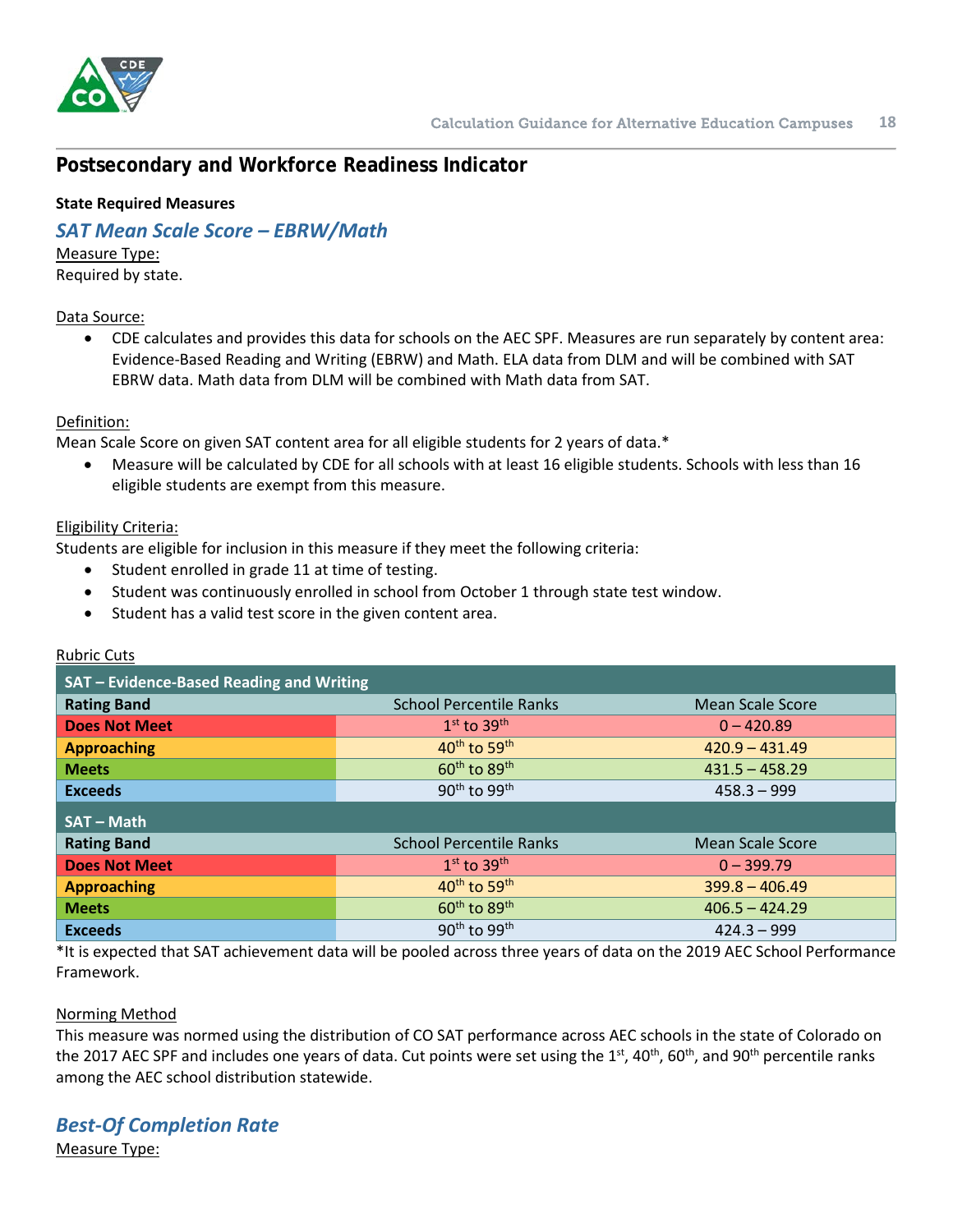## Postsecondary and Workforce Readiness Indicator

**State Required Measures**

### *SAT Mean Scale Score – EBRW/Math*

Measure Type:
Required by state.

Data Source:

- CDE calculates and provides this data for schools on the AEC SPF. Measures are run separately by content area: Evidence-Based Reading and Writing (EBRW) and Math. ELA data from DLM and will be combined with SAT EBRW data. Math data from DLM will be combined with Math data from SAT.

Definition:
Mean Scale Score on given SAT content area for all eligible students for 2 years of data.*

- Measure will be calculated by CDE for all schools with at least 16 eligible students. Schools with less than 16 eligible students are exempt from this measure.

Eligibility Criteria:
Students are eligible for inclusion in this measure if they meet the following criteria:

- Student enrolled in grade 11 at time of testing.
- Student was continuously enrolled in school from October 1 through state test window.
- Student has a valid test score in the given content area.

Rubric Cuts

| **SAT – Evidence-Based Reading and Writing** | | |
|---|---|---|
| **Rating Band** | School Percentile Ranks | Mean Scale Score |
| **Does Not Meet** | 1st to 39th | 0 – 420.89 |
| **Approaching** | 40th to 59th | 420.9 – 431.49 |
| **Meets** | 60th to 89th | 431.5 – 458.29 |
| **Exceeds** | 90th to 99th | 458.3 – 999 |
| **SAT – Math** | | |
| **Rating Band** | School Percentile Ranks | Mean Scale Score |
| **Does Not Meet** | 1st to 39th | 0 – 399.79 |
| **Approaching** | 40th to 59th | 399.8 – 406.49 |
| **Meets** | 60th to 89th | 406.5 – 424.29 |
| **Exceeds** | 90th to 99th | 424.3 – 999 |

*It is expected that SAT achievement data will be pooled across three years of data on the 2019 AEC School Performance Framework.

Norming Method
This measure was normed using the distribution of CO SAT performance across AEC schools in the state of Colorado on the 2017 AEC SPF and includes one years of data. Cut points were set using the 1st, 40th, 60th, and 90th percentile ranks among the AEC school distribution statewide.

### *Best-Of Completion Rate*

Measure Type: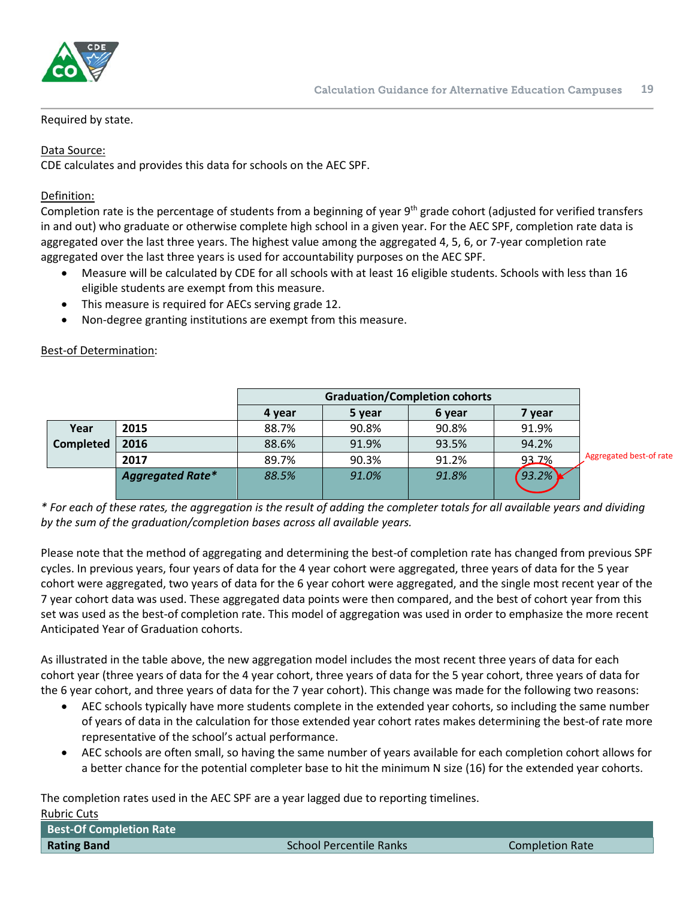Required by state.

Data Source:
CDE calculates and provides this data for schools on the AEC SPF.

Definition:
Completion rate is the percentage of students from a beginning of year 9th grade cohort (adjusted for verified transfers in and out) who graduate or otherwise complete high school in a given year. For the AEC SPF, completion rate data is aggregated over the last three years. The highest value among the aggregated 4, 5, 6, or 7-year completion rate aggregated over the last three years is used for accountability purposes on the AEC SPF.

- Measure will be calculated by CDE for all schools with at least 16 eligible students. Schools with less than 16 eligible students are exempt from this measure.
- This measure is required for AECs serving grade 12.
- Non-degree granting institutions are exempt from this measure.

Best-of Determination:

| | | Graduation/Completion cohorts | | | |
|---|---|---|---|---|---|
| | | **4 year** | **5 year** | **6 year** | **7 year** |
| **Year Completed** | **2015** | 88.7% | 90.8% | 90.8% | 91.9% |
| | **2016** | 88.6% | 91.9% | 93.5% | 94.2% |
| | **2017** | 89.7% | 90.3% | 91.2% | 93.7% |
| | ***Aggregated Rate**** | *88.5%* | *91.0%* | *91.8%* | *93.2%* (Aggregated best-of rate) |

*\* For each of these rates, the aggregation is the result of adding the completer totals for all available years and dividing by the sum of the graduation/completion bases across all available years.*

Please note that the method of aggregating and determining the best-of completion rate has changed from previous SPF cycles. In previous years, four years of data for the 4 year cohort were aggregated, three years of data for the 5 year cohort were aggregated, two years of data for the 6 year cohort were aggregated, and the single most recent year of the 7 year cohort data was used. These aggregated data points were then compared, and the best of cohort year from this set was used as the best-of completion rate. This model of aggregation was used in order to emphasize the more recent Anticipated Year of Graduation cohorts.

As illustrated in the table above, the new aggregation model includes the most recent three years of data for each cohort year (three years of data for the 4 year cohort, three years of data for the 5 year cohort, three years of data for the 6 year cohort, and three years of data for the 7 year cohort). This change was made for the following two reasons:

- AEC schools typically have more students complete in the extended year cohorts, so including the same number of years of data in the calculation for those extended year cohort rates makes determining the best-of rate more representative of the school's actual performance.
- AEC schools are often small, so having the same number of years available for each completion cohort allows for a better chance for the potential completer base to hit the minimum N size (16) for the extended year cohorts.

The completion rates used in the AEC SPF are a year lagged due to reporting timelines.

Rubric Cuts

| Best-Of Completion Rate | | |
|---|---|---|
| **Rating Band** | School Percentile Ranks | Completion Rate |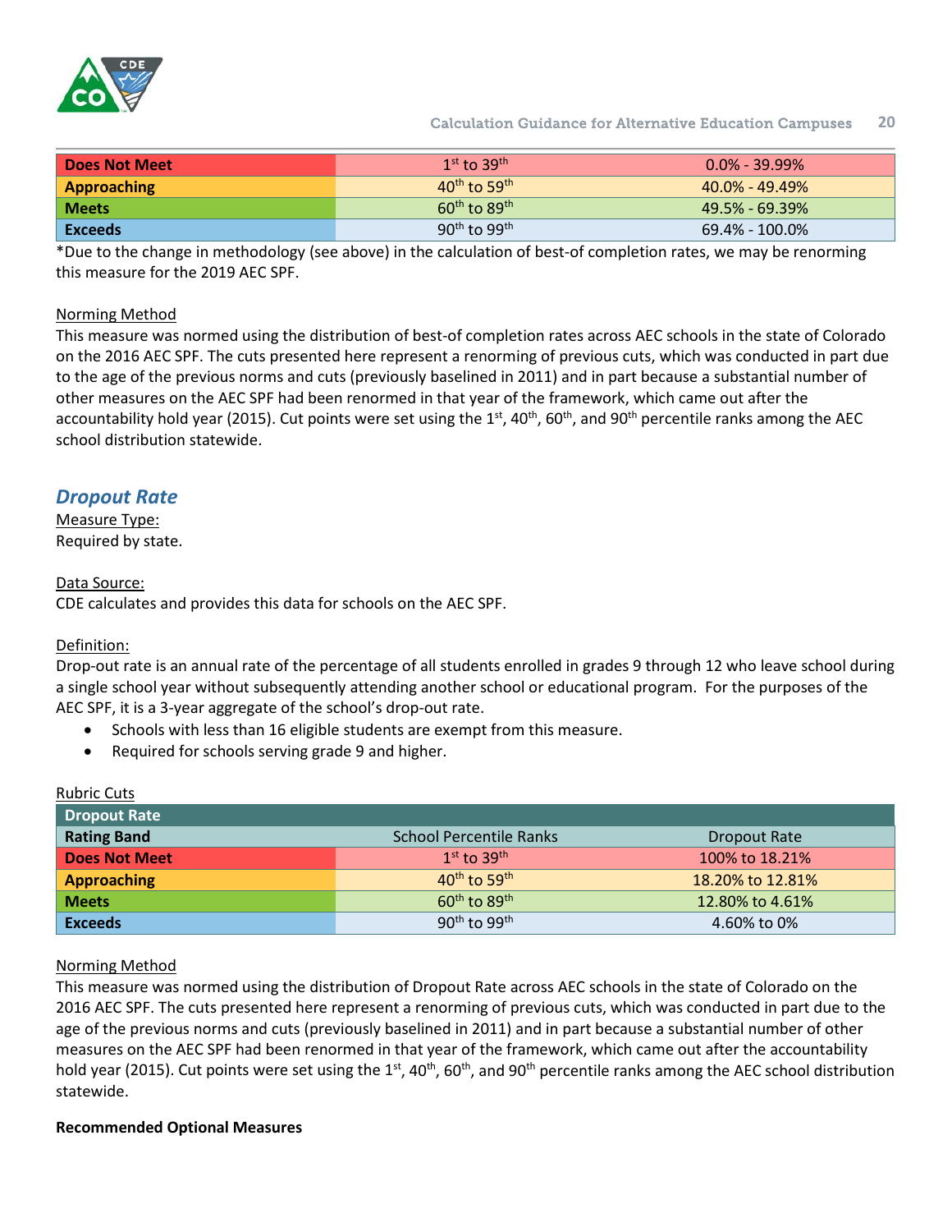| Does Not Meet | 1st to 39th | 0.0% - 39.99% |
|---|---|---|
| Approaching | 40th to 59th | 40.0% - 49.49% |
| Meets | 60th to 89th | 49.5% - 69.39% |
| Exceeds | 90th to 99th | 69.4% - 100.0% |

*Due to the change in methodology (see above) in the calculation of best-of completion rates, we may be renorming this measure for the 2019 AEC SPF.

Norming Method

This measure was normed using the distribution of best-of completion rates across AEC schools in the state of Colorado on the 2016 AEC SPF. The cuts presented here represent a renorming of previous cuts, which was conducted in part due to the age of the previous norms and cuts (previously baselined in 2011) and in part because a substantial number of other measures on the AEC SPF had been renormed in that year of the framework, which came out after the accountability hold year (2015). Cut points were set using the 1st, 40th, 60th, and 90th percentile ranks among the AEC school distribution statewide.

## *Dropout Rate*

Measure Type:

Required by state.

Data Source:

CDE calculates and provides this data for schools on the AEC SPF.

Definition:

Drop-out rate is an annual rate of the percentage of all students enrolled in grades 9 through 12 who leave school during a single school year without subsequently attending another school or educational program. For the purposes of the AEC SPF, it is a 3-year aggregate of the school's drop-out rate.

- Schools with less than 16 eligible students are exempt from this measure.
- Required for schools serving grade 9 and higher.

Rubric Cuts

| Dropout Rate | | |
|---|---|---|
| **Rating Band** | School Percentile Ranks | Dropout Rate |
| **Does Not Meet** | 1st to 39th | 100% to 18.21% |
| **Approaching** | 40th to 59th | 18.20% to 12.81% |
| **Meets** | 60th to 89th | 12.80% to 4.61% |
| **Exceeds** | 90th to 99th | 4.60% to 0% |

Norming Method

This measure was normed using the distribution of Dropout Rate across AEC schools in the state of Colorado on the 2016 AEC SPF. The cuts presented here represent a renorming of previous cuts, which was conducted in part due to the age of the previous norms and cuts (previously baselined in 2011) and in part because a substantial number of other measures on the AEC SPF had been renormed in that year of the framework, which came out after the accountability hold year (2015). Cut points were set using the 1st, 40th, 60th, and 90th percentile ranks among the AEC school distribution statewide.

**Recommended Optional Measures**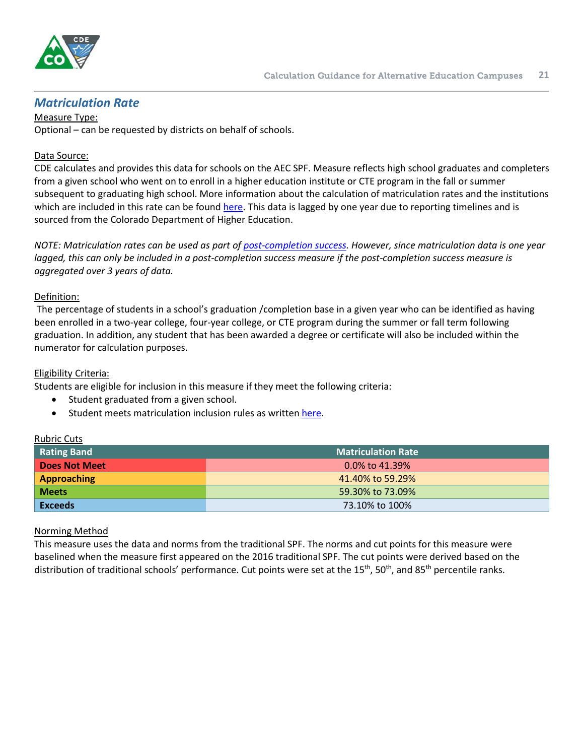## *Matriculation Rate*

Measure Type:

Optional – can be requested by districts on behalf of schools.

Data Source:

CDE calculates and provides this data for schools on the AEC SPF. Measure reflects high school graduates and completers from a given school who went on to enroll in a higher education institute or CTE program in the fall or summer subsequent to graduating high school. More information about the calculation of matriculation rates and the institutions which are included in this rate can be found here. This data is lagged by one year due to reporting timelines and is sourced from the Colorado Department of Higher Education.

*NOTE: Matriculation rates can be used as part of post-completion success. However, since matriculation data is one year lagged, this can only be included in a post-completion success measure if the post-completion success measure is aggregated over 3 years of data.*

Definition:

The percentage of students in a school's graduation /completion base in a given year who can be identified as having been enrolled in a two-year college, four-year college, or CTE program during the summer or fall term following graduation. In addition, any student that has been awarded a degree or certificate will also be included within the numerator for calculation purposes.

Eligibility Criteria:

Students are eligible for inclusion in this measure if they meet the following criteria:

- Student graduated from a given school.
- Student meets matriculation inclusion rules as written here.

Rubric Cuts

| Rating Band | Matriculation Rate |
|---|---|
| **Does Not Meet** | 0.0% to 41.39% |
| **Approaching** | 41.40% to 59.29% |
| **Meets** | 59.30% to 73.09% |
| **Exceeds** | 73.10% to 100% |

Norming Method

This measure uses the data and norms from the traditional SPF. The norms and cut points for this measure were baselined when the measure first appeared on the 2016 traditional SPF. The cut points were derived based on the distribution of traditional schools' performance. Cut points were set at the 15th, 50th, and 85th percentile ranks.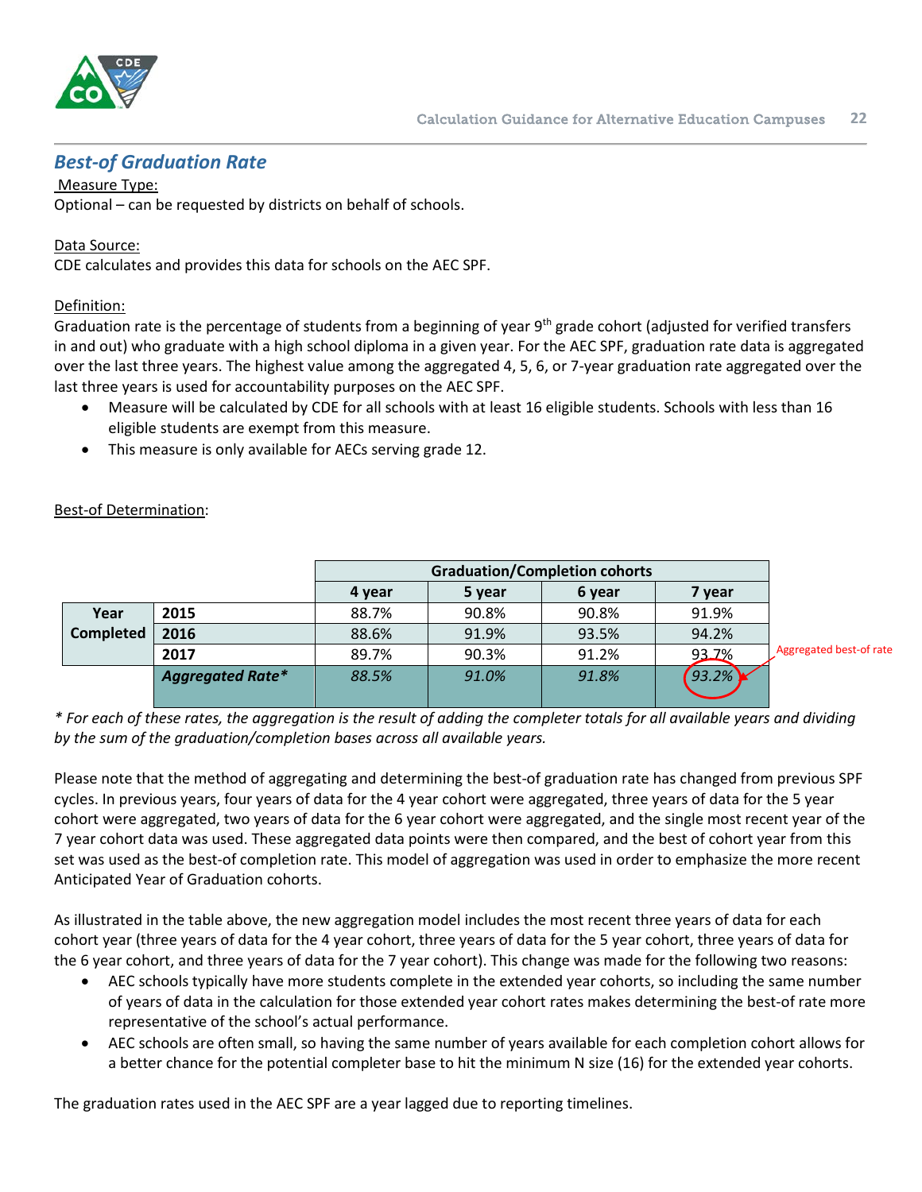## *Best-of Graduation Rate*

Measure Type:
Optional – can be requested by districts on behalf of schools.

Data Source:
CDE calculates and provides this data for schools on the AEC SPF.

Definition:
Graduation rate is the percentage of students from a beginning of year 9th grade cohort (adjusted for verified transfers in and out) who graduate with a high school diploma in a given year. For the AEC SPF, graduation rate data is aggregated over the last three years. The highest value among the aggregated 4, 5, 6, or 7-year graduation rate aggregated over the last three years is used for accountability purposes on the AEC SPF.

- Measure will be calculated by CDE for all schools with at least 16 eligible students. Schools with less than 16 eligible students are exempt from this measure.
- This measure is only available for AECs serving grade 12.

Best-of Determination:

| | | Graduation/Completion cohorts | | | |
|---|---|---|---|---|---|
| | | **4 year** | **5 year** | **6 year** | **7 year** |
| **Year Completed** | **2015** | 88.7% | 90.8% | 90.8% | 91.9% |
| | **2016** | 88.6% | 91.9% | 93.5% | 94.2% |
| | **2017** | 89.7% | 90.3% | 91.2% | 93.7% |
| | ***Aggregated Rate**** | *88.5%* | *91.0%* | *91.8%* | *93.2%* (Aggregated best-of rate) |

*\* For each of these rates, the aggregation is the result of adding the completer totals for all available years and dividing by the sum of the graduation/completion bases across all available years.*

Please note that the method of aggregating and determining the best-of graduation rate has changed from previous SPF cycles. In previous years, four years of data for the 4 year cohort were aggregated, three years of data for the 5 year cohort were aggregated, two years of data for the 6 year cohort were aggregated, and the single most recent year of the 7 year cohort data was used. These aggregated data points were then compared, and the best of cohort year from this set was used as the best-of completion rate. This model of aggregation was used in order to emphasize the more recent Anticipated Year of Graduation cohorts.

As illustrated in the table above, the new aggregation model includes the most recent three years of data for each cohort year (three years of data for the 4 year cohort, three years of data for the 5 year cohort, three years of data for the 6 year cohort, and three years of data for the 7 year cohort). This change was made for the following two reasons:

- AEC schools typically have more students complete in the extended year cohorts, so including the same number of years of data in the calculation for those extended year cohort rates makes determining the best-of rate more representative of the school's actual performance.
- AEC schools are often small, so having the same number of years available for each completion cohort allows for a better chance for the potential completer base to hit the minimum N size (16) for the extended year cohorts.

The graduation rates used in the AEC SPF are a year lagged due to reporting timelines.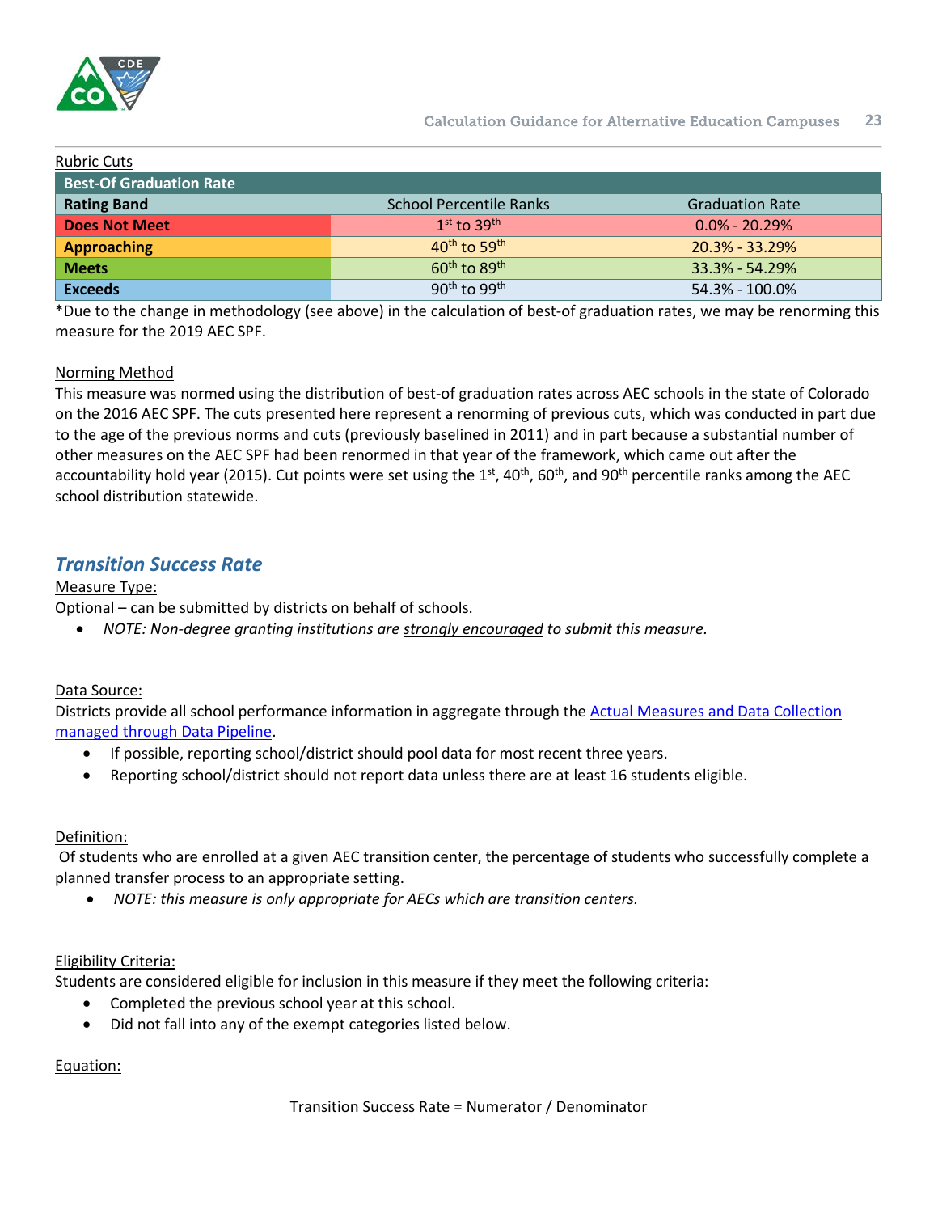Rubric Cuts

| Best-Of Graduation Rate | | |
|---|---|---|
| **Rating Band** | School Percentile Ranks | Graduation Rate |
| **Does Not Meet** | 1st to 39th | 0.0% - 20.29% |
| **Approaching** | 40th to 59th | 20.3% - 33.29% |
| **Meets** | 60th to 89th | 33.3% - 54.29% |
| **Exceeds** | 90th to 99th | 54.3% - 100.0% |

*Due to the change in methodology (see above) in the calculation of best-of graduation rates, we may be renorming this measure for the 2019 AEC SPF.

Norming Method

This measure was normed using the distribution of best-of graduation rates across AEC schools in the state of Colorado on the 2016 AEC SPF. The cuts presented here represent a renorming of previous cuts, which was conducted in part due to the age of the previous norms and cuts (previously baselined in 2011) and in part because a substantial number of other measures on the AEC SPF had been renormed in that year of the framework, which came out after the accountability hold year (2015). Cut points were set using the 1st, 40th, 60th, and 90th percentile ranks among the AEC school distribution statewide.

## *Transition Success Rate*

Measure Type:

Optional – can be submitted by districts on behalf of schools.

- *NOTE: Non-degree granting institutions are strongly encouraged to submit this measure.*

Data Source:

Districts provide all school performance information in aggregate through the Actual Measures and Data Collection managed through Data Pipeline.

- If possible, reporting school/district should pool data for most recent three years.
- Reporting school/district should not report data unless there are at least 16 students eligible.

Definition:

Of students who are enrolled at a given AEC transition center, the percentage of students who successfully complete a planned transfer process to an appropriate setting.

- *NOTE: this measure is only appropriate for AECs which are transition centers.*

Eligibility Criteria:

Students are considered eligible for inclusion in this measure if they meet the following criteria:

- Completed the previous school year at this school.
- Did not fall into any of the exempt categories listed below.

Equation:

Transition Success Rate = Numerator / Denominator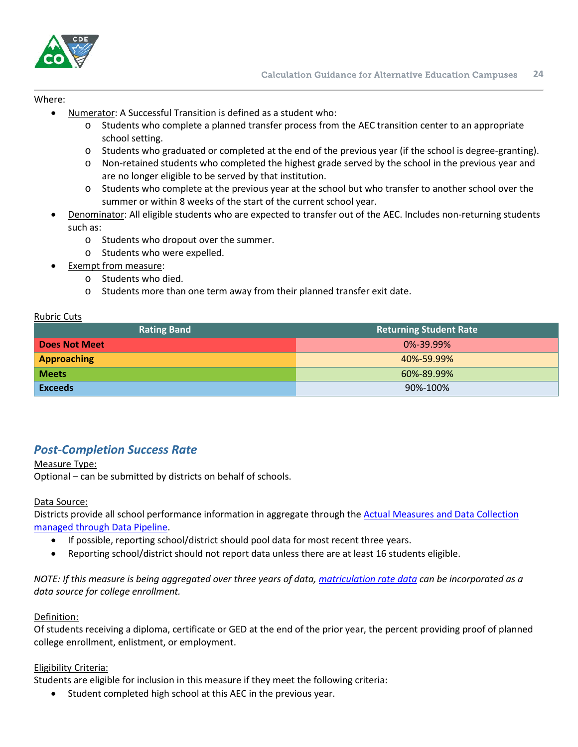Where:

- Numerator: A Successful Transition is defined as a student who:
  - Students who complete a planned transfer process from the AEC transition center to an appropriate school setting.
  - Students who graduated or completed at the end of the previous year (if the school is degree-granting).
  - Non-retained students who completed the highest grade served by the school in the previous year and are no longer eligible to be served by that institution.
  - Students who complete at the previous year at the school but who transfer to another school over the summer or within 8 weeks of the start of the current school year.
- Denominator: All eligible students who are expected to transfer out of the AEC. Includes non-returning students such as:
  - Students who dropout over the summer.
  - Students who were expelled.
- Exempt from measure:
  - Students who died.
  - Students more than one term away from their planned transfer exit date.

Rubric Cuts

| Rating Band | Returning Student Rate |
| --- | --- |
| **Does Not Meet** | 0%-39.99% |
| **Approaching** | 40%-59.99% |
| **Meets** | 60%-89.99% |
| **Exceeds** | 90%-100% |

## *Post-Completion Success Rate*

Measure Type:
Optional – can be submitted by districts on behalf of schools.

Data Source:
Districts provide all school performance information in aggregate through the Actual Measures and Data Collection managed through Data Pipeline.

- If possible, reporting school/district should pool data for most recent three years.
- Reporting school/district should not report data unless there are at least 16 students eligible.

*NOTE: If this measure is being aggregated over three years of data, matriculation rate data can be incorporated as a data source for college enrollment.*

Definition:
Of students receiving a diploma, certificate or GED at the end of the prior year, the percent providing proof of planned college enrollment, enlistment, or employment.

Eligibility Criteria:
Students are eligible for inclusion in this measure if they meet the following criteria:

- Student completed high school at this AEC in the previous year.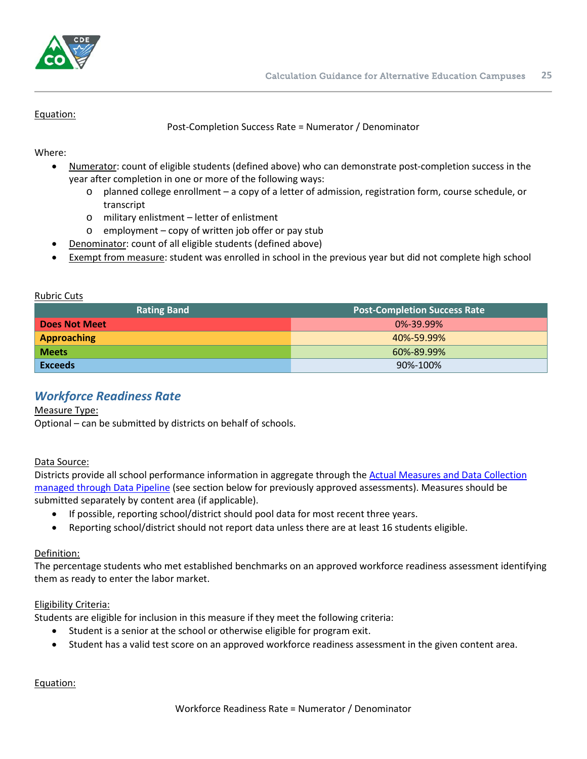Equation:

Post-Completion Success Rate = Numerator / Denominator

Where:

- Numerator: count of eligible students (defined above) who can demonstrate post-completion success in the year after completion in one or more of the following ways:
  - planned college enrollment – a copy of a letter of admission, registration form, course schedule, or transcript
  - military enlistment – letter of enlistment
  - employment – copy of written job offer or pay stub
- Denominator: count of all eligible students (defined above)
- Exempt from measure: student was enrolled in school in the previous year but did not complete high school

Rubric Cuts

| Rating Band | Post-Completion Success Rate |
|---|---|
| **Does Not Meet** | 0%-39.99% |
| **Approaching** | 40%-59.99% |
| **Meets** | 60%-89.99% |
| **Exceeds** | 90%-100% |

## *Workforce Readiness Rate*

Measure Type:
Optional – can be submitted by districts on behalf of schools.

Data Source:
Districts provide all school performance information in aggregate through the [Actual Measures and Data Collection managed through Data Pipeline](#) (see section below for previously approved assessments). Measures should be submitted separately by content area (if applicable).

- If possible, reporting school/district should pool data for most recent three years.
- Reporting school/district should not report data unless there are at least 16 students eligible.

Definition:
The percentage students who met established benchmarks on an approved workforce readiness assessment identifying them as ready to enter the labor market.

Eligibility Criteria:
Students are eligible for inclusion in this measure if they meet the following criteria:

- Student is a senior at the school or otherwise eligible for program exit.
- Student has a valid test score on an approved workforce readiness assessment in the given content area.

Equation:

Workforce Readiness Rate = Numerator / Denominator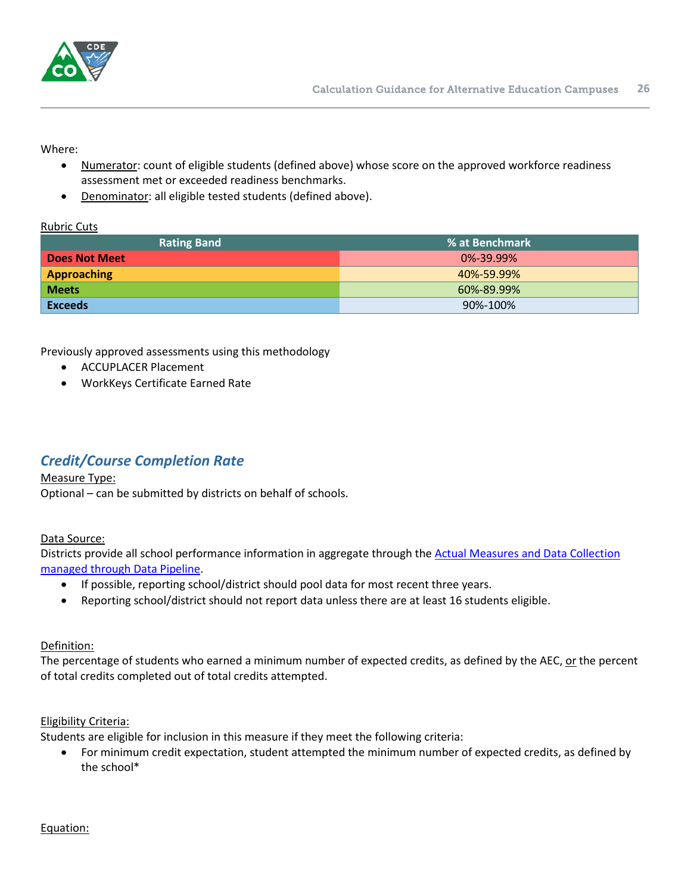Where:

- Numerator: count of eligible students (defined above) whose score on the approved workforce readiness assessment met or exceeded readiness benchmarks.
- Denominator: all eligible tested students (defined above).

Rubric Cuts

| Rating Band | % at Benchmark |
| --- | --- |
| **Does Not Meet** | 0%-39.99% |
| **Approaching** | 40%-59.99% |
| **Meets** | 60%-89.99% |
| **Exceeds** | 90%-100% |

Previously approved assessments using this methodology

- ACCUPLACER Placement
- WorkKeys Certificate Earned Rate

## *Credit/Course Completion Rate*

Measure Type:
Optional – can be submitted by districts on behalf of schools.

Data Source:
Districts provide all school performance information in aggregate through the Actual Measures and Data Collection managed through Data Pipeline.

- If possible, reporting school/district should pool data for most recent three years.
- Reporting school/district should not report data unless there are at least 16 students eligible.

Definition:
The percentage of students who earned a minimum number of expected credits, as defined by the AEC, or the percent of total credits completed out of total credits attempted.

Eligibility Criteria:
Students are eligible for inclusion in this measure if they meet the following criteria:

- For minimum credit expectation, student attempted the minimum number of expected credits, as defined by the school*

Equation: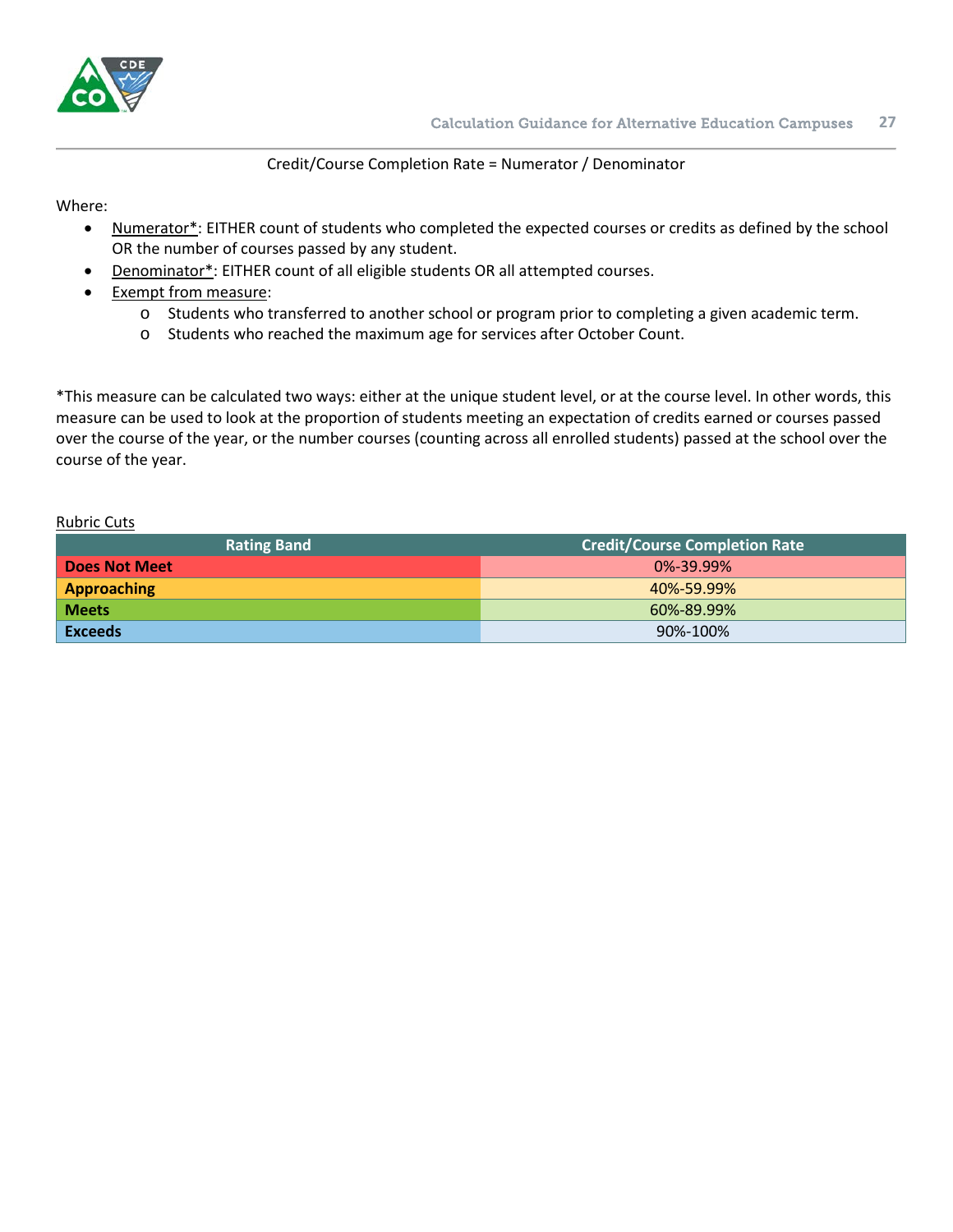Credit/Course Completion Rate = Numerator / Denominator

Where:

- Numerator*: EITHER count of students who completed the expected courses or credits as defined by the school OR the number of courses passed by any student.
- Denominator*: EITHER count of all eligible students OR all attempted courses.
- Exempt from measure:
  - Students who transferred to another school or program prior to completing a given academic term.
  - Students who reached the maximum age for services after October Count.

*This measure can be calculated two ways: either at the unique student level, or at the course level. In other words, this measure can be used to look at the proportion of students meeting an expectation of credits earned or courses passed over the course of the year, or the number courses (counting across all enrolled students) passed at the school over the course of the year.

Rubric Cuts

| Rating Band | Credit/Course Completion Rate |
|---|---|
| **Does Not Meet** | 0%-39.99% |
| **Approaching** | 40%-59.99% |
| **Meets** | 60%-89.99% |
| **Exceeds** | 90%-100% |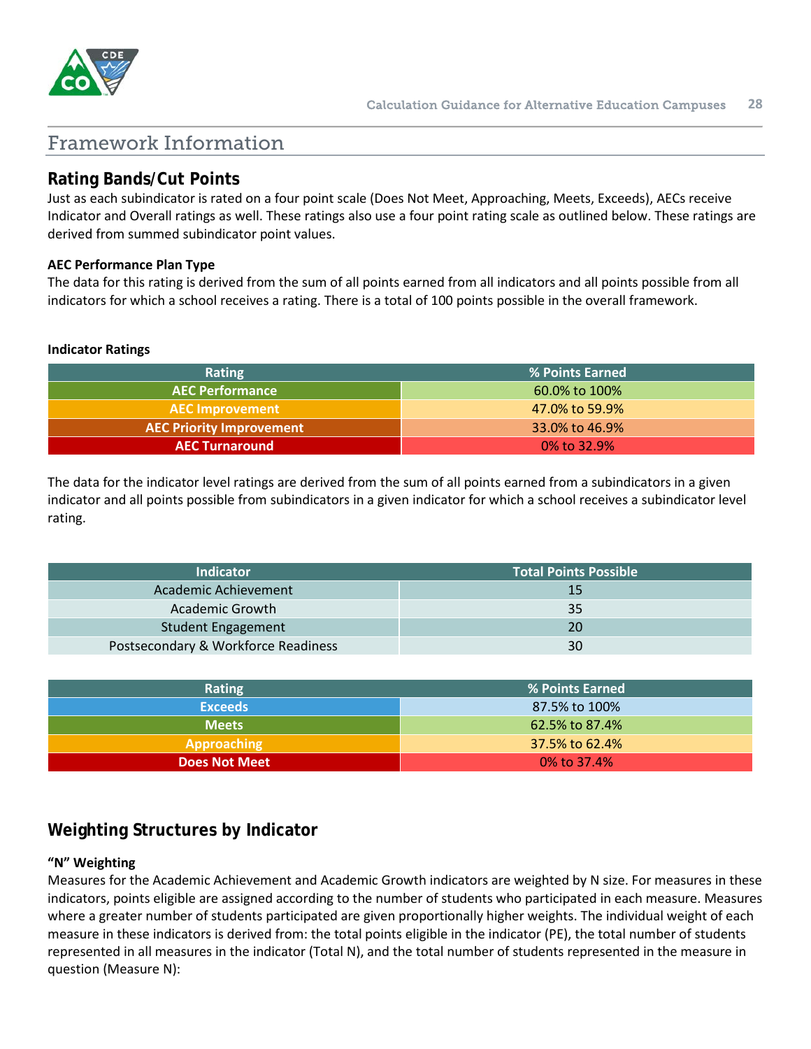## Framework Information

### Rating Bands/Cut Points

Just as each subindicator is rated on a four point scale (Does Not Meet, Approaching, Meets, Exceeds), AECs receive Indicator and Overall ratings as well. These ratings also use a four point rating scale as outlined below. These ratings are derived from summed subindicator point values.

**AEC Performance Plan Type**

The data for this rating is derived from the sum of all points earned from all indicators and all points possible from all indicators for which a school receives a rating. There is a total of 100 points possible in the overall framework.

**Indicator Ratings**

| Rating | % Points Earned |
|---|---|
| AEC Performance | 60.0% to 100% |
| AEC Improvement | 47.0% to 59.9% |
| AEC Priority Improvement | 33.0% to 46.9% |
| AEC Turnaround | 0% to 32.9% |

The data for the indicator level ratings are derived from the sum of all points earned from a subindicators in a given indicator and all points possible from subindicators in a given indicator for which a school receives a subindicator level rating.

| Indicator | Total Points Possible |
|---|---|
| Academic Achievement | 15 |
| Academic Growth | 35 |
| Student Engagement | 20 |
| Postsecondary & Workforce Readiness | 30 |

| Rating | % Points Earned |
|---|---|
| Exceeds | 87.5% to 100% |
| Meets | 62.5% to 87.4% |
| Approaching | 37.5% to 62.4% |
| Does Not Meet | 0% to 37.4% |

### Weighting Structures by Indicator

**"N" Weighting**

Measures for the Academic Achievement and Academic Growth indicators are weighted by N size. For measures in these indicators, points eligible are assigned according to the number of students who participated in each measure. Measures where a greater number of students participated are given proportionally higher weights. The individual weight of each measure in these indicators is derived from: the total points eligible in the indicator (PE), the total number of students represented in all measures in the indicator (Total N), and the total number of students represented in the measure in question (Measure N):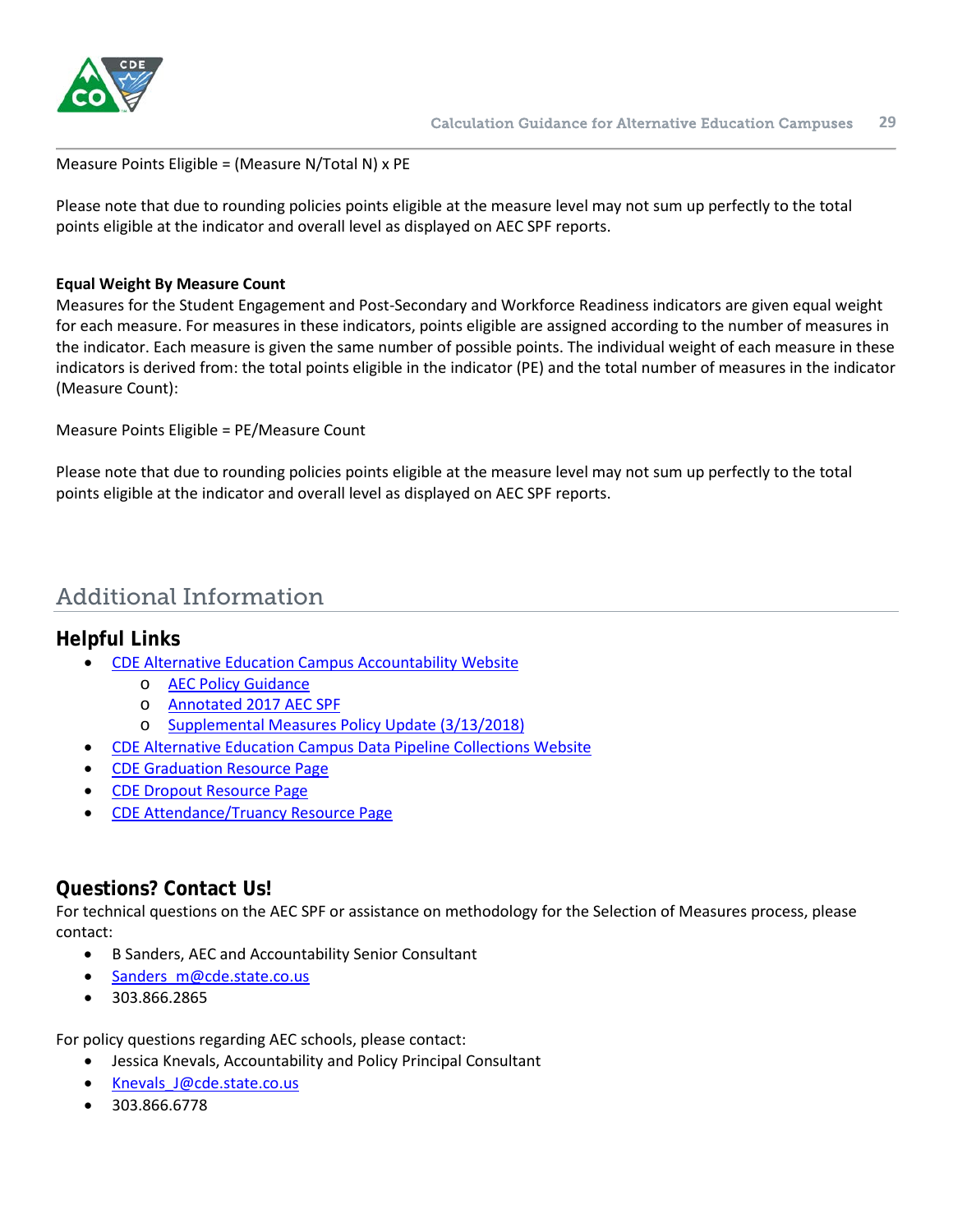Measure Points Eligible = (Measure N/Total N) x PE

Please note that due to rounding policies points eligible at the measure level may not sum up perfectly to the total points eligible at the indicator and overall level as displayed on AEC SPF reports.

**Equal Weight By Measure Count**

Measures for the Student Engagement and Post-Secondary and Workforce Readiness indicators are given equal weight for each measure. For measures in these indicators, points eligible are assigned according to the number of measures in the indicator. Each measure is given the same number of possible points. The individual weight of each measure in these indicators is derived from: the total points eligible in the indicator (PE) and the total number of measures in the indicator (Measure Count):

Measure Points Eligible = PE/Measure Count

Please note that due to rounding policies points eligible at the measure level may not sum up perfectly to the total points eligible at the indicator and overall level as displayed on AEC SPF reports.

# Additional Information

## Helpful Links

- CDE Alternative Education Campus Accountability Website
  - AEC Policy Guidance
  - Annotated 2017 AEC SPF
  - Supplemental Measures Policy Update (3/13/2018)
- CDE Alternative Education Campus Data Pipeline Collections Website
- CDE Graduation Resource Page
- CDE Dropout Resource Page
- CDE Attendance/Truancy Resource Page

## Questions? Contact Us!

For technical questions on the AEC SPF or assistance on methodology for the Selection of Measures process, please contact:

- B Sanders, AEC and Accountability Senior Consultant
- Sanders_m@cde.state.co.us
- 303.866.2865

For policy questions regarding AEC schools, please contact:

- Jessica Knevals, Accountability and Policy Principal Consultant
- Knevals_J@cde.state.co.us
- 303.866.6778